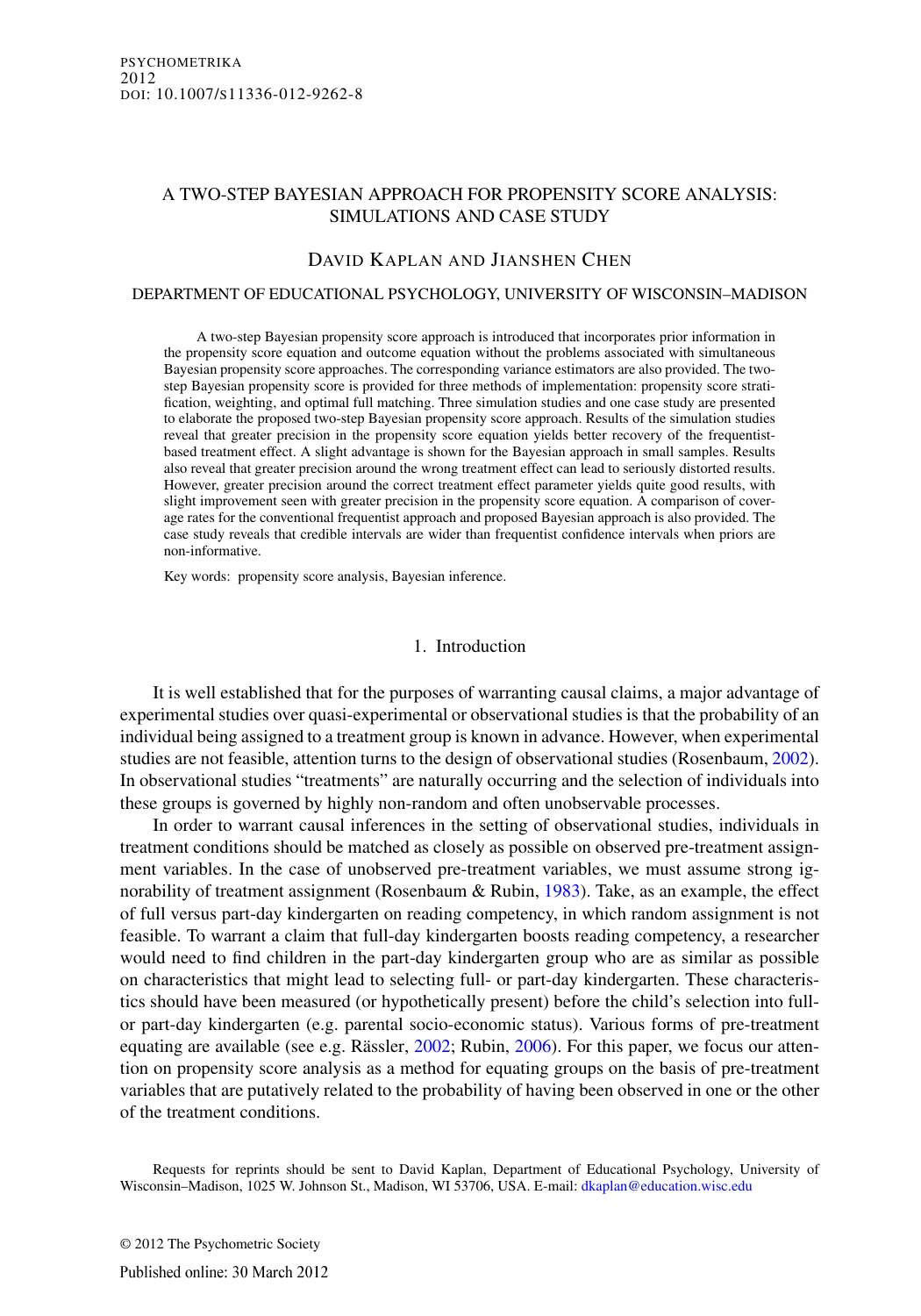PSYCHOMETRIKA
2012
DOI: 10.1007/S11336-012-9262-8

# A TWO-STEP BAYESIAN APPROACH FOR PROPENSITY SCORE ANALYSIS: SIMULATIONS AND CASE STUDY

## DAVID KAPLAN AND JIANSHEN CHEN

### DEPARTMENT OF EDUCATIONAL PSYCHOLOGY, UNIVERSITY OF WISCONSIN–MADISON

A two-step Bayesian propensity score approach is introduced that incorporates prior information in the propensity score equation and outcome equation without the problems associated with simultaneous Bayesian propensity score approaches. The corresponding variance estimators are also provided. The two-step Bayesian propensity score is provided for three methods of implementation: propensity score stratification, weighting, and optimal full matching. Three simulation studies and one case study are presented to elaborate the proposed two-step Bayesian propensity score approach. Results of the simulation studies reveal that greater precision in the propensity score equation yields better recovery of the frequentist-based treatment effect. A slight advantage is shown for the Bayesian approach in small samples. Results also reveal that greater precision around the wrong treatment effect can lead to seriously distorted results. However, greater precision around the correct treatment effect parameter yields quite good results, with slight improvement seen with greater precision in the propensity score equation. A comparison of coverage rates for the conventional frequentist approach and proposed Bayesian approach is also provided. The case study reveals that credible intervals are wider than frequentist confidence intervals when priors are non-informative.

Key words: propensity score analysis, Bayesian inference.

## 1. Introduction

It is well established that for the purposes of warranting causal claims, a major advantage of experimental studies over quasi-experimental or observational studies is that the probability of an individual being assigned to a treatment group is known in advance. However, when experimental studies are not feasible, attention turns to the design of observational studies (Rosenbaum, 2002). In observational studies "treatments" are naturally occurring and the selection of individuals into these groups is governed by highly non-random and often unobservable processes.

In order to warrant causal inferences in the setting of observational studies, individuals in treatment conditions should be matched as closely as possible on observed pre-treatment assignment variables. In the case of unobserved pre-treatment variables, we must assume strong ignorability of treatment assignment (Rosenbaum & Rubin, 1983). Take, as an example, the effect of full versus part-day kindergarten on reading competency, in which random assignment is not feasible. To warrant a claim that full-day kindergarten boosts reading competency, a researcher would need to find children in the part-day kindergarten group who are as similar as possible on characteristics that might lead to selecting full- or part-day kindergarten. These characteristics should have been measured (or hypothetically present) before the child's selection into full- or part-day kindergarten (e.g. parental socio-economic status). Various forms of pre-treatment equating are available (see e.g. Rässler, 2002; Rubin, 2006). For this paper, we focus our attention on propensity score analysis as a method for equating groups on the basis of pre-treatment variables that are putatively related to the probability of having been observed in one or the other of the treatment conditions.

Requests for reprints should be sent to David Kaplan, Department of Educational Psychology, University of Wisconsin–Madison, 1025 W. Johnson St., Madison, WI 53706, USA. E-mail: dkaplan@education.wisc.edu

© 2012 The Psychometric Society

Published online: 30 March 2012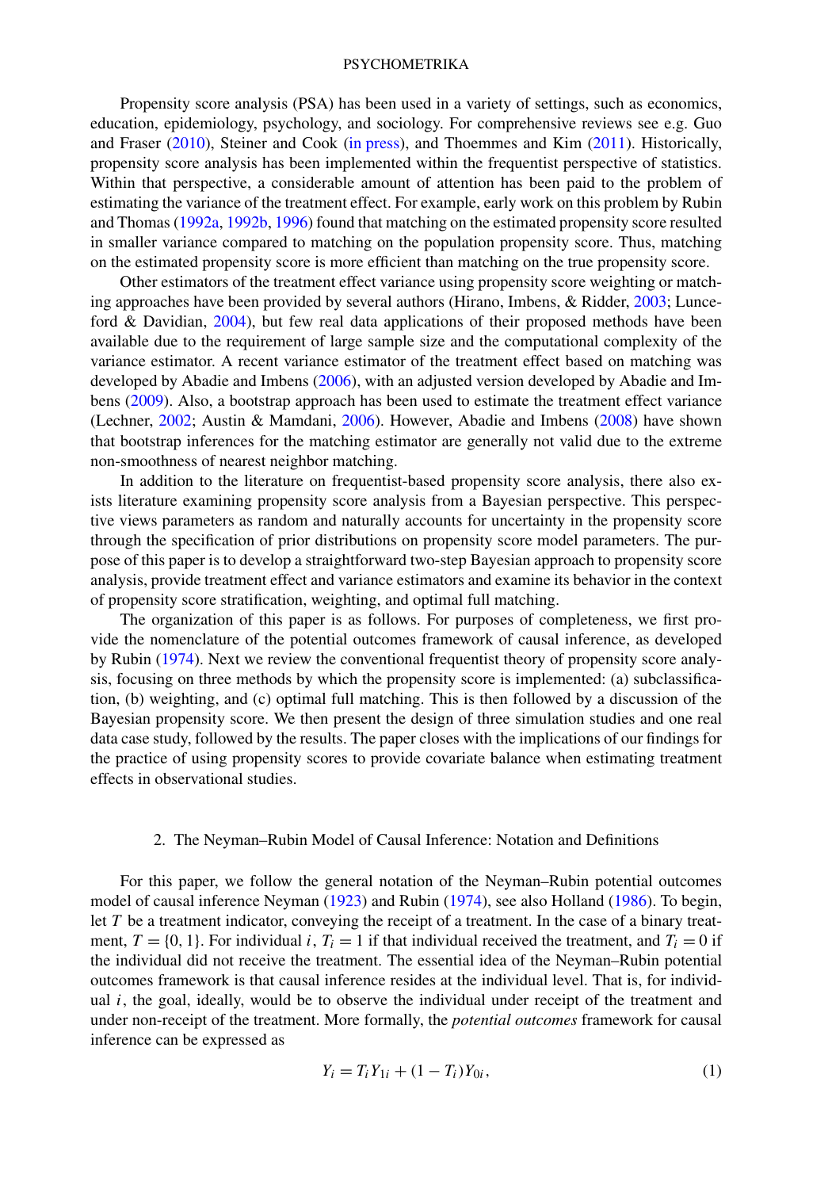Propensity score analysis (PSA) has been used in a variety of settings, such as economics, education, epidemiology, psychology, and sociology. For comprehensive reviews see e.g. Guo and Fraser (2010), Steiner and Cook (in press), and Thoemmes and Kim (2011). Historically, propensity score analysis has been implemented within the frequentist perspective of statistics. Within that perspective, a considerable amount of attention has been paid to the problem of estimating the variance of the treatment effect. For example, early work on this problem by Rubin and Thomas (1992a, 1992b, 1996) found that matching on the estimated propensity score resulted in smaller variance compared to matching on the population propensity score. Thus, matching on the estimated propensity score is more efficient than matching on the true propensity score.

Other estimators of the treatment effect variance using propensity score weighting or matching approaches have been provided by several authors (Hirano, Imbens, & Ridder, 2003; Lunceford & Davidian, 2004), but few real data applications of their proposed methods have been available due to the requirement of large sample size and the computational complexity of the variance estimator. A recent variance estimator of the treatment effect based on matching was developed by Abadie and Imbens (2006), with an adjusted version developed by Abadie and Imbens (2009). Also, a bootstrap approach has been used to estimate the treatment effect variance (Lechner, 2002; Austin & Mamdani, 2006). However, Abadie and Imbens (2008) have shown that bootstrap inferences for the matching estimator are generally not valid due to the extreme non-smoothness of nearest neighbor matching.

In addition to the literature on frequentist-based propensity score analysis, there also exists literature examining propensity score analysis from a Bayesian perspective. This perspective views parameters as random and naturally accounts for uncertainty in the propensity score through the specification of prior distributions on propensity score model parameters. The purpose of this paper is to develop a straightforward two-step Bayesian approach to propensity score analysis, provide treatment effect and variance estimators and examine its behavior in the context of propensity score stratification, weighting, and optimal full matching.

The organization of this paper is as follows. For purposes of completeness, we first provide the nomenclature of the potential outcomes framework of causal inference, as developed by Rubin (1974). Next we review the conventional frequentist theory of propensity score analysis, focusing on three methods by which the propensity score is implemented: (a) subclassification, (b) weighting, and (c) optimal full matching. This is then followed by a discussion of the Bayesian propensity score. We then present the design of three simulation studies and one real data case study, followed by the results. The paper closes with the implications of our findings for the practice of using propensity scores to provide covariate balance when estimating treatment effects in observational studies.

## 2. The Neyman–Rubin Model of Causal Inference: Notation and Definitions

For this paper, we follow the general notation of the Neyman–Rubin potential outcomes model of causal inference Neyman (1923) and Rubin (1974), see also Holland (1986). To begin, let $T$ be a treatment indicator, conveying the receipt of a treatment. In the case of a binary treatment, $T = \{0, 1\}$. For individual $i$, $T_i = 1$ if that individual received the treatment, and $T_i = 0$ if the individual did not receive the treatment. The essential idea of the Neyman–Rubin potential outcomes framework is that causal inference resides at the individual level. That is, for individual $i$, the goal, ideally, would be to observe the individual under receipt of the treatment and under non-receipt of the treatment. More formally, the *potential outcomes* framework for causal inference can be expressed as

$$Y_i = T_i Y_{1i} + (1 - T_i) Y_{0i}, \tag{1}$$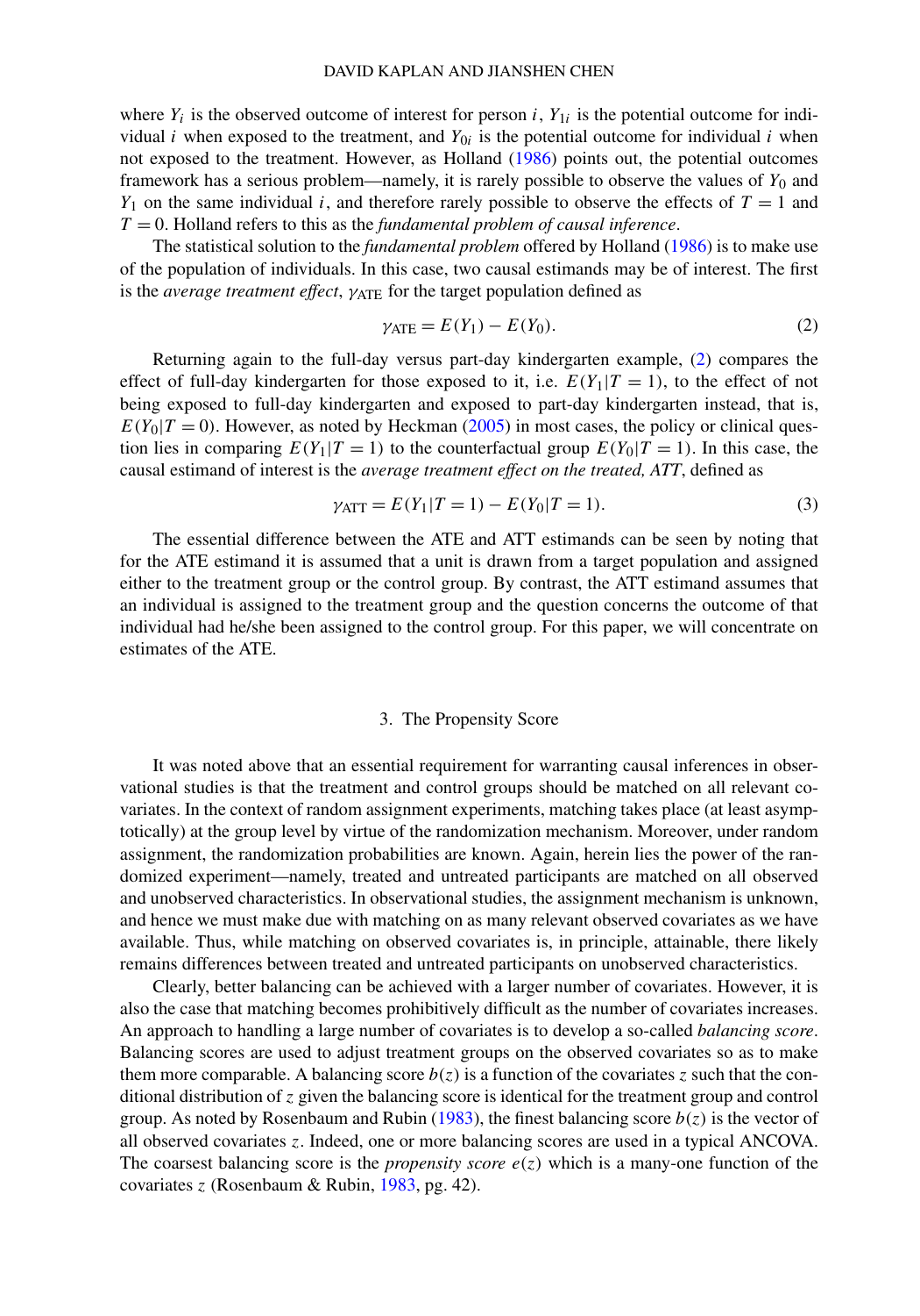where $Y_i$ is the observed outcome of interest for person $i$, $Y_{1i}$ is the potential outcome for individual $i$ when exposed to the treatment, and $Y_{0i}$ is the potential outcome for individual $i$ when not exposed to the treatment. However, as Holland (1986) points out, the potential outcomes framework has a serious problem—namely, it is rarely possible to observe the values of $Y_0$ and $Y_1$ on the same individual $i$, and therefore rarely possible to observe the effects of $T = 1$ and $T = 0$. Holland refers to this as the *fundamental problem of causal inference*.

The statistical solution to the *fundamental problem* offered by Holland (1986) is to make use of the population of individuals. In this case, two causal estimands may be of interest. The first is the *average treatment effect*, $\gamma_{\text{ATE}}$ for the target population defined as

$$\gamma_{\text{ATE}} = E(Y_1) - E(Y_0). \tag{2}$$

Returning again to the full-day versus part-day kindergarten example, (2) compares the effect of full-day kindergarten for those exposed to it, i.e. $E(Y_1|T = 1)$, to the effect of not being exposed to full-day kindergarten and exposed to part-day kindergarten instead, that is, $E(Y_0|T = 0)$. However, as noted by Heckman (2005) in most cases, the policy or clinical question lies in comparing $E(Y_1|T = 1)$ to the counterfactual group $E(Y_0|T = 1)$. In this case, the causal estimand of interest is the *average treatment effect on the treated, ATT*, defined as

$$\gamma_{\text{ATT}} = E(Y_1|T = 1) - E(Y_0|T = 1). \tag{3}$$

The essential difference between the ATE and ATT estimands can be seen by noting that for the ATE estimand it is assumed that a unit is drawn from a target population and assigned either to the treatment group or the control group. By contrast, the ATT estimand assumes that an individual is assigned to the treatment group and the question concerns the outcome of that individual had he/she been assigned to the control group. For this paper, we will concentrate on estimates of the ATE.

## 3. The Propensity Score

It was noted above that an essential requirement for warranting causal inferences in observational studies is that the treatment and control groups should be matched on all relevant covariates. In the context of random assignment experiments, matching takes place (at least asymptotically) at the group level by virtue of the randomization mechanism. Moreover, under random assignment, the randomization probabilities are known. Again, herein lies the power of the randomized experiment—namely, treated and untreated participants are matched on all observed and unobserved characteristics. In observational studies, the assignment mechanism is unknown, and hence we must make due with matching on as many relevant observed covariates as we have available. Thus, while matching on observed covariates is, in principle, attainable, there likely remains differences between treated and untreated participants on unobserved characteristics.

Clearly, better balancing can be achieved with a larger number of covariates. However, it is also the case that matching becomes prohibitively difficult as the number of covariates increases. An approach to handling a large number of covariates is to develop a so-called *balancing score*. Balancing scores are used to adjust treatment groups on the observed covariates so as to make them more comparable. A balancing score $b(z)$ is a function of the covariates $z$ such that the conditional distribution of $z$ given the balancing score is identical for the treatment group and control group. As noted by Rosenbaum and Rubin (1983), the finest balancing score $b(z)$ is the vector of all observed covariates $z$. Indeed, one or more balancing scores are used in a typical ANCOVA. The coarsest balancing score is the *propensity score* $e(z)$ which is a many-one function of the covariates $z$ (Rosenbaum & Rubin, 1983, pg. 42).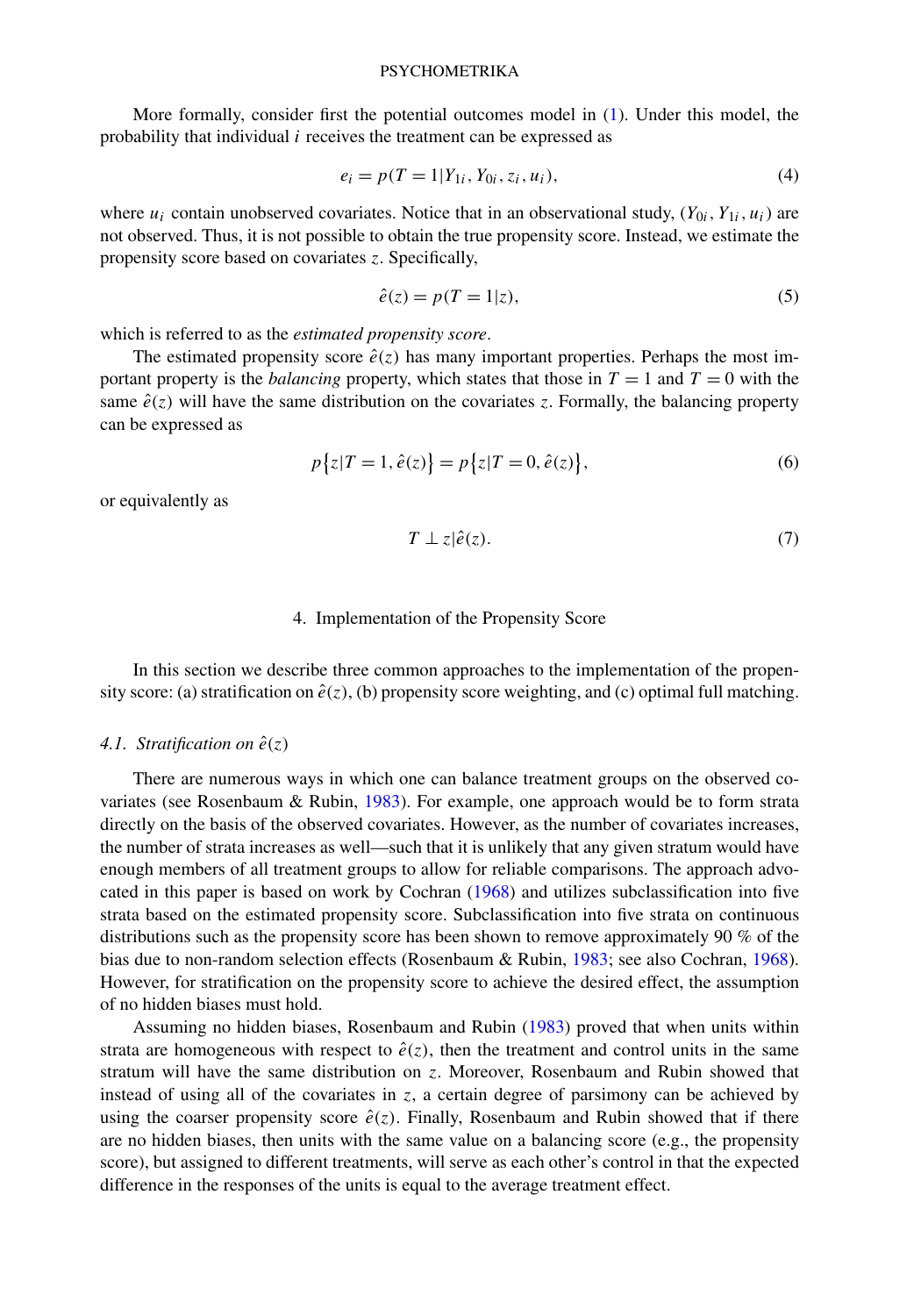More formally, consider first the potential outcomes model in (1). Under this model, the probability that individual $i$ receives the treatment can be expressed as

$$e_i = p(T = 1 | Y_{1i}, Y_{0i}, z_i, u_i), \tag{4}$$

where $u_i$ contain unobserved covariates. Notice that in an observational study, $(Y_{0i}, Y_{1i}, u_i)$ are not observed. Thus, it is not possible to obtain the true propensity score. Instead, we estimate the propensity score based on covariates $z$. Specifically,

$$\hat{e}(z) = p(T = 1 | z), \tag{5}$$

which is referred to as the *estimated propensity score*.

The estimated propensity score $\hat{e}(z)$ has many important properties. Perhaps the most important property is the *balancing* property, which states that those in $T = 1$ and $T = 0$ with the same $\hat{e}(z)$ will have the same distribution on the covariates $z$. Formally, the balancing property can be expressed as

$$p\{z | T = 1, \hat{e}(z)\} = p\{z | T = 0, \hat{e}(z)\}, \tag{6}$$

or equivalently as

$$T \perp z | \hat{e}(z). \tag{7}$$

## 4. Implementation of the Propensity Score

In this section we describe three common approaches to the implementation of the propensity score: (a) stratification on $\hat{e}(z)$, (b) propensity score weighting, and (c) optimal full matching.

### 4.1. *Stratification on $\hat{e}(z)$*

There are numerous ways in which one can balance treatment groups on the observed covariates (see Rosenbaum & Rubin, 1983). For example, one approach would be to form strata directly on the basis of the observed covariates. However, as the number of covariates increases, the number of strata increases as well—such that it is unlikely that any given stratum would have enough members of all treatment groups to allow for reliable comparisons. The approach advocated in this paper is based on work by Cochran (1968) and utilizes subclassification into five strata based on the estimated propensity score. Subclassification into five strata on continuous distributions such as the propensity score has been shown to remove approximately 90 % of the bias due to non-random selection effects (Rosenbaum & Rubin, 1983; see also Cochran, 1968). However, for stratification on the propensity score to achieve the desired effect, the assumption of no hidden biases must hold.

Assuming no hidden biases, Rosenbaum and Rubin (1983) proved that when units within strata are homogeneous with respect to $\hat{e}(z)$, then the treatment and control units in the same stratum will have the same distribution on $z$. Moreover, Rosenbaum and Rubin showed that instead of using all of the covariates in $z$, a certain degree of parsimony can be achieved by using the coarser propensity score $\hat{e}(z)$. Finally, Rosenbaum and Rubin showed that if there are no hidden biases, then units with the same value on a balancing score (e.g., the propensity score), but assigned to different treatments, will serve as each other's control in that the expected difference in the responses of the units is equal to the average treatment effect.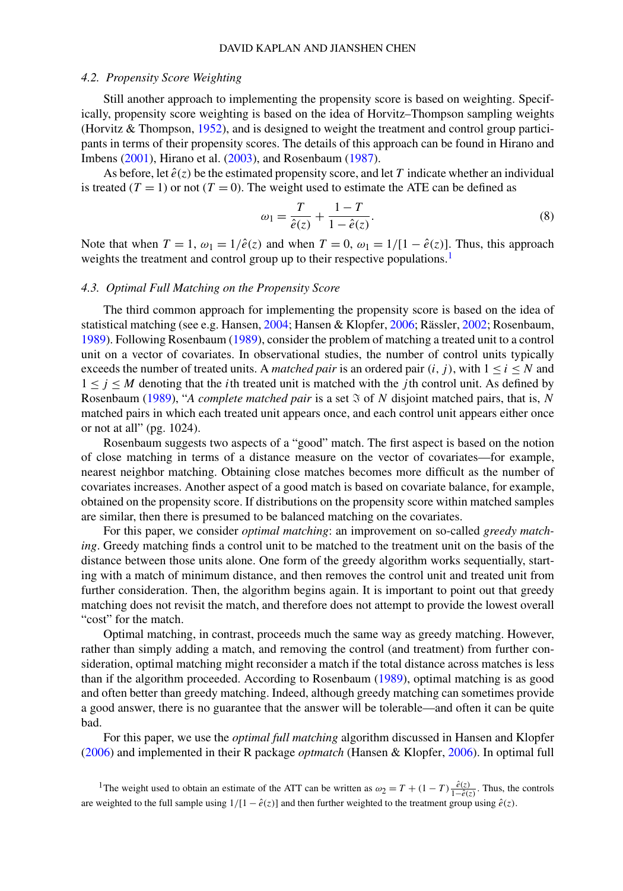### 4.2. *Propensity Score Weighting*

Still another approach to implementing the propensity score is based on weighting. Specifically, propensity score weighting is based on the idea of Horvitz–Thompson sampling weights (Horvitz & Thompson, 1952), and is designed to weight the treatment and control group participants in terms of their propensity scores. The details of this approach can be found in Hirano and Imbens (2001), Hirano et al. (2003), and Rosenbaum (1987).

As before, let $\hat{e}(z)$ be the estimated propensity score, and let $T$ indicate whether an individual is treated ($T = 1$) or not ($T = 0$). The weight used to estimate the ATE can be defined as

$$\omega_1 = \frac{T}{\hat{e}(z)} + \frac{1 - T}{1 - \hat{e}(z)}. \tag{8}$$

Note that when $T = 1$, $\omega_1 = 1/\hat{e}(z)$ and when $T = 0$, $\omega_1 = 1/[1 - \hat{e}(z)]$. Thus, this approach weights the treatment and control group up to their respective populations.[1]

### 4.3. *Optimal Full Matching on the Propensity Score*

The third common approach for implementing the propensity score is based on the idea of statistical matching (see e.g. Hansen, 2004; Hansen & Klopfer, 2006; Rässler, 2002; Rosenbaum, 1989). Following Rosenbaum (1989), consider the problem of matching a treated unit to a control unit on a vector of covariates. In observational studies, the number of control units typically exceeds the number of treated units. A *matched pair* is an ordered pair $(i, j)$, with $1 \le i \le N$ and $1 \le j \le M$ denoting that the $i$th treated unit is matched with the $j$th control unit. As defined by Rosenbaum (1989), "*A complete matched pair* is a set $\Im$ of $N$ disjoint matched pairs, that is, $N$ matched pairs in which each treated unit appears once, and each control unit appears either once or not at all" (pg. 1024).

Rosenbaum suggests two aspects of a "good" match. The first aspect is based on the notion of close matching in terms of a distance measure on the vector of covariates—for example, nearest neighbor matching. Obtaining close matches becomes more difficult as the number of covariates increases. Another aspect of a good match is based on covariate balance, for example, obtained on the propensity score. If distributions on the propensity score within matched samples are similar, then there is presumed to be balanced matching on the covariates.

For this paper, we consider *optimal matching*: an improvement on so-called *greedy matching*. Greedy matching finds a control unit to be matched to the treatment unit on the basis of the distance between those units alone. One form of the greedy algorithm works sequentially, starting with a match of minimum distance, and then removes the control unit and treated unit from further consideration. Then, the algorithm begins again. It is important to point out that greedy matching does not revisit the match, and therefore does not attempt to provide the lowest overall "cost" for the match.

Optimal matching, in contrast, proceeds much the same way as greedy matching. However, rather than simply adding a match, and removing the control (and treatment) from further consideration, optimal matching might reconsider a match if the total distance across matches is less than if the algorithm proceeded. According to Rosenbaum (1989), optimal matching is as good and often better than greedy matching. Indeed, although greedy matching can sometimes provide a good answer, there is no guarantee that the answer will be tolerable—and often it can be quite bad.

For this paper, we use the *optimal full matching* algorithm discussed in Hansen and Klopfer (2006) and implemented in their R package *optmatch* (Hansen & Klopfer, 2006). In optimal full

[1] The weight used to obtain an estimate of the ATT can be written as $\omega_2 = T + (1 - T)\frac{\hat{e}(z)}{1-\hat{e}(z)}$. Thus, the controls are weighted to the full sample using $1/[1 - \hat{e}(z)]$ and then further weighted to the treatment group using $\hat{e}(z)$.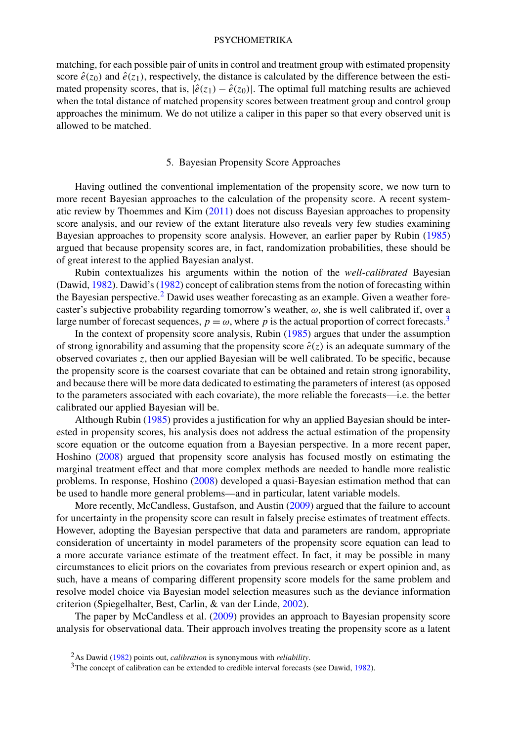matching, for each possible pair of units in control and treatment group with estimated propensity score $\hat{e}(z_0)$ and $\hat{e}(z_1)$, respectively, the distance is calculated by the difference between the estimated propensity scores, that is, $|\hat{e}(z_1) - \hat{e}(z_0)|$. The optimal full matching results are achieved when the total distance of matched propensity scores between treatment group and control group approaches the minimum. We do not utilize a caliper in this paper so that every observed unit is allowed to be matched.

## 5. Bayesian Propensity Score Approaches

Having outlined the conventional implementation of the propensity score, we now turn to more recent Bayesian approaches to the calculation of the propensity score. A recent systematic review by Thoemmes and Kim (2011) does not discuss Bayesian approaches to propensity score analysis, and our review of the extant literature also reveals very few studies examining Bayesian approaches to propensity score analysis. However, an earlier paper by Rubin (1985) argued that because propensity scores are, in fact, randomization probabilities, these should be of great interest to the applied Bayesian analyst.

Rubin contextualizes his arguments within the notion of the *well-calibrated* Bayesian (Dawid, 1982). Dawid's (1982) concept of calibration stems from the notion of forecasting within the Bayesian perspective.[2] Dawid uses weather forecasting as an example. Given a weather forecaster's subjective probability regarding tomorrow's weather, $\omega$, she is well calibrated if, over a large number of forecast sequences, $p = \omega$, where $p$ is the actual proportion of correct forecasts.[3]

In the context of propensity score analysis, Rubin (1985) argues that under the assumption of strong ignorability and assuming that the propensity score $\hat{e}(z)$ is an adequate summary of the observed covariates $z$, then our applied Bayesian will be well calibrated. To be specific, because the propensity score is the coarsest covariate that can be obtained and retain strong ignorability, and because there will be more data dedicated to estimating the parameters of interest (as opposed to the parameters associated with each covariate), the more reliable the forecasts—i.e. the better calibrated our applied Bayesian will be.

Although Rubin (1985) provides a justification for why an applied Bayesian should be interested in propensity scores, his analysis does not address the actual estimation of the propensity score equation or the outcome equation from a Bayesian perspective. In a more recent paper, Hoshino (2008) argued that propensity score analysis has focused mostly on estimating the marginal treatment effect and that more complex methods are needed to handle more realistic problems. In response, Hoshino (2008) developed a quasi-Bayesian estimation method that can be used to handle more general problems—and in particular, latent variable models.

More recently, McCandless, Gustafson, and Austin (2009) argued that the failure to account for uncertainty in the propensity score can result in falsely precise estimates of treatment effects. However, adopting the Bayesian perspective that data and parameters are random, appropriate consideration of uncertainty in model parameters of the propensity score equation can lead to a more accurate variance estimate of the treatment effect. In fact, it may be possible in many circumstances to elicit priors on the covariates from previous research or expert opinion and, as such, have a means of comparing different propensity score models for the same problem and resolve model choice via Bayesian model selection measures such as the deviance information criterion (Spiegelhalter, Best, Carlin, & van der Linde, 2002).

The paper by McCandless et al. (2009) provides an approach to Bayesian propensity score analysis for observational data. Their approach involves treating the propensity score as a latent

[2] As Dawid (1982) points out, *calibration* is synonymous with *reliability*.

[3] The concept of calibration can be extended to credible interval forecasts (see Dawid, 1982).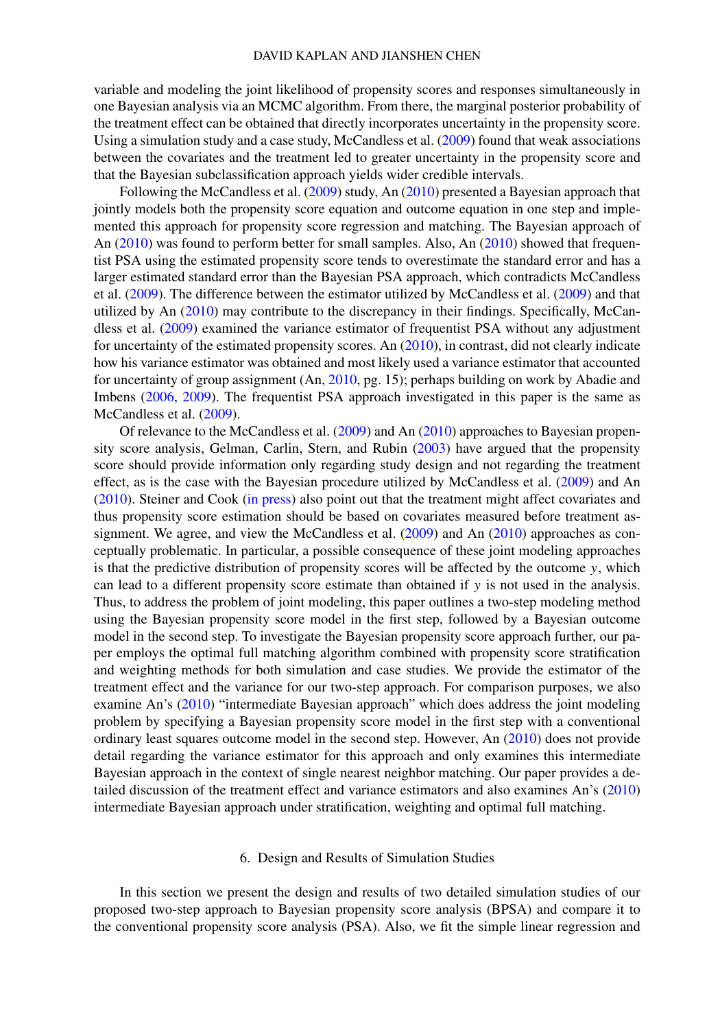variable and modeling the joint likelihood of propensity scores and responses simultaneously in one Bayesian analysis via an MCMC algorithm. From there, the marginal posterior probability of the treatment effect can be obtained that directly incorporates uncertainty in the propensity score. Using a simulation study and a case study, McCandless et al. (2009) found that weak associations between the covariates and the treatment led to greater uncertainty in the propensity score and that the Bayesian subclassification approach yields wider credible intervals.

Following the McCandless et al. (2009) study, An (2010) presented a Bayesian approach that jointly models both the propensity score equation and outcome equation in one step and implemented this approach for propensity score regression and matching. The Bayesian approach of An (2010) was found to perform better for small samples. Also, An (2010) showed that frequentist PSA using the estimated propensity score tends to overestimate the standard error and has a larger estimated standard error than the Bayesian PSA approach, which contradicts McCandless et al. (2009). The difference between the estimator utilized by McCandless et al. (2009) and that utilized by An (2010) may contribute to the discrepancy in their findings. Specifically, McCandless et al. (2009) examined the variance estimator of frequentist PSA without any adjustment for uncertainty of the estimated propensity scores. An (2010), in contrast, did not clearly indicate how his variance estimator was obtained and most likely used a variance estimator that accounted for uncertainty of group assignment (An, 2010, pg. 15); perhaps building on work by Abadie and Imbens (2006, 2009). The frequentist PSA approach investigated in this paper is the same as McCandless et al. (2009).

Of relevance to the McCandless et al. (2009) and An (2010) approaches to Bayesian propensity score analysis, Gelman, Carlin, Stern, and Rubin (2003) have argued that the propensity score should provide information only regarding study design and not regarding the treatment effect, as is the case with the Bayesian procedure utilized by McCandless et al. (2009) and An (2010). Steiner and Cook (in press) also point out that the treatment might affect covariates and thus propensity score estimation should be based on covariates measured before treatment assignment. We agree, and view the McCandless et al. (2009) and An (2010) approaches as conceptually problematic. In particular, a possible consequence of these joint modeling approaches is that the predictive distribution of propensity scores will be affected by the outcome $y$, which can lead to a different propensity score estimate than obtained if $y$ is not used in the analysis. Thus, to address the problem of joint modeling, this paper outlines a two-step modeling method using the Bayesian propensity score model in the first step, followed by a Bayesian outcome model in the second step. To investigate the Bayesian propensity score approach further, our paper employs the optimal full matching algorithm combined with propensity score stratification and weighting methods for both simulation and case studies. We provide the estimator of the treatment effect and the variance for our two-step approach. For comparison purposes, we also examine An's (2010) "intermediate Bayesian approach" which does address the joint modeling problem by specifying a Bayesian propensity score model in the first step with a conventional ordinary least squares outcome model in the second step. However, An (2010) does not provide detail regarding the variance estimator for this approach and only examines this intermediate Bayesian approach in the context of single nearest neighbor matching. Our paper provides a detailed discussion of the treatment effect and variance estimators and also examines An's (2010) intermediate Bayesian approach under stratification, weighting and optimal full matching.

## 6. Design and Results of Simulation Studies

In this section we present the design and results of two detailed simulation studies of our proposed two-step approach to Bayesian propensity score analysis (BPSA) and compare it to the conventional propensity score analysis (PSA). Also, we fit the simple linear regression and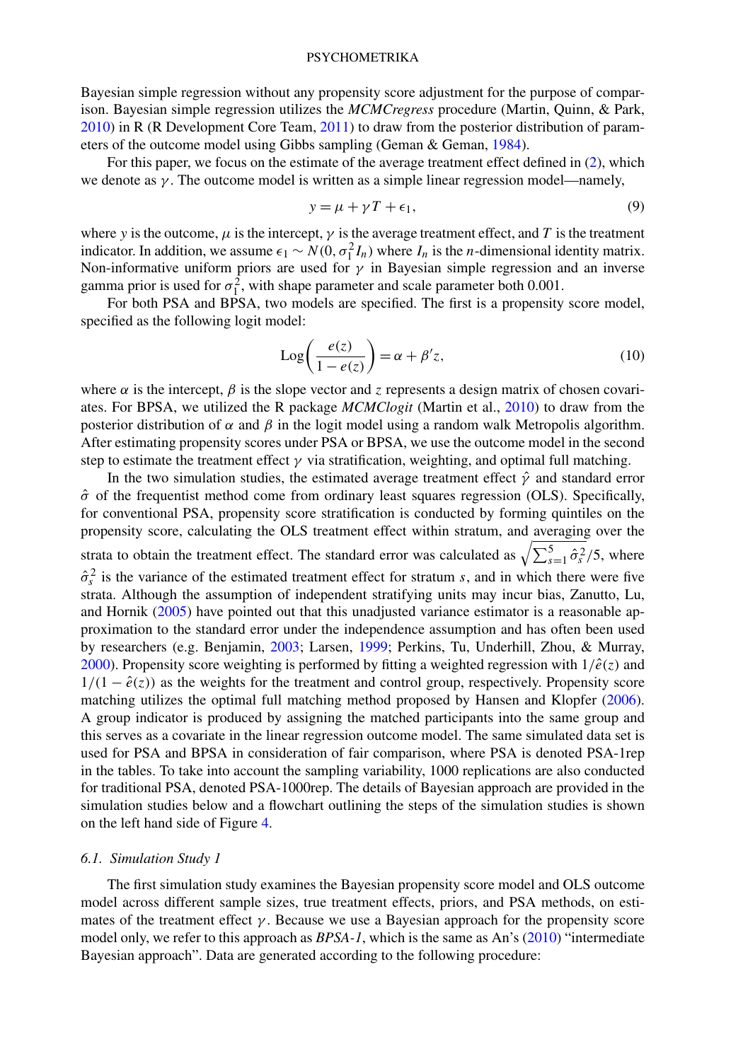Bayesian simple regression without any propensity score adjustment for the purpose of comparison. Bayesian simple regression utilizes the *MCMCregress* procedure (Martin, Quinn, & Park, 2010) in R (R Development Core Team, 2011) to draw from the posterior distribution of parameters of the outcome model using Gibbs sampling (Geman & Geman, 1984).

For this paper, we focus on the estimate of the average treatment effect defined in (2), which we denote as $\gamma$. The outcome model is written as a simple linear regression model—namely,

$$y = \mu + \gamma T + \epsilon_1, \tag{9}$$

where $y$ is the outcome, $\mu$ is the intercept, $\gamma$ is the average treatment effect, and $T$ is the treatment indicator. In addition, we assume $\epsilon_1 \sim N(0, \sigma_1^2 I_n)$ where $I_n$ is the $n$-dimensional identity matrix. Non-informative uniform priors are used for $\gamma$ in Bayesian simple regression and an inverse gamma prior is used for $\sigma_1^2$, with shape parameter and scale parameter both 0.001.

For both PSA and BPSA, two models are specified. The first is a propensity score model, specified as the following logit model:

$$\text{Log}\left(\frac{e(z)}{1 - e(z)}\right) = \alpha + \beta' z, \tag{10}$$

where $\alpha$ is the intercept, $\beta$ is the slope vector and $z$ represents a design matrix of chosen covariates. For BPSA, we utilized the R package *MCMClogit* (Martin et al., 2010) to draw from the posterior distribution of $\alpha$ and $\beta$ in the logit model using a random walk Metropolis algorithm. After estimating propensity scores under PSA or BPSA, we use the outcome model in the second step to estimate the treatment effect $\gamma$ via stratification, weighting, and optimal full matching.

In the two simulation studies, the estimated average treatment effect $\hat{\gamma}$ and standard error $\hat{\sigma}$ of the frequentist method come from ordinary least squares regression (OLS). Specifically, for conventional PSA, propensity score stratification is conducted by forming quintiles on the propensity score, calculating the OLS treatment effect within stratum, and averaging over the strata to obtain the treatment effect. The standard error was calculated as $\sqrt{\sum_{s=1}^{5} \hat{\sigma}_s^2}/5$, where $\hat{\sigma}_s^2$ is the variance of the estimated treatment effect for stratum $s$, and in which there were five strata. Although the assumption of independent stratifying units may incur bias, Zanutto, Lu, and Hornik (2005) have pointed out that this unadjusted variance estimator is a reasonable approximation to the standard error under the independence assumption and has often been used by researchers (e.g. Benjamin, 2003; Larsen, 1999; Perkins, Tu, Underhill, Zhou, & Murray, 2000). Propensity score weighting is performed by fitting a weighted regression with $1/\hat{e}(z)$ and $1/(1 - \hat{e}(z))$ as the weights for the treatment and control group, respectively. Propensity score matching utilizes the optimal full matching method proposed by Hansen and Klopfer (2006). A group indicator is produced by assigning the matched participants into the same group and this serves as a covariate in the linear regression outcome model. The same simulated data set is used for PSA and BPSA in consideration of fair comparison, where PSA is denoted PSA-1rep in the tables. To take into account the sampling variability, 1000 replications are also conducted for traditional PSA, denoted PSA-1000rep. The details of Bayesian approach are provided in the simulation studies below and a flowchart outlining the steps of the simulation studies is shown on the left hand side of Figure 4.

### *6.1. Simulation Study 1*

The first simulation study examines the Bayesian propensity score model and OLS outcome model across different sample sizes, true treatment effects, priors, and PSA methods, on estimates of the treatment effect $\gamma$. Because we use a Bayesian approach for the propensity score model only, we refer to this approach as *BPSA-1*, which is the same as An's (2010) "intermediate Bayesian approach". Data are generated according to the following procedure: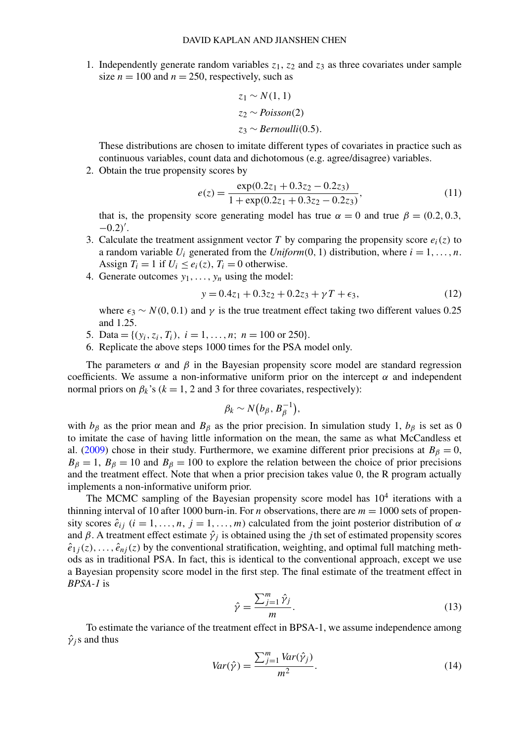1. Independently generate random variables $z_1$, $z_2$ and $z_3$ as three covariates under sample size $n = 100$ and $n = 250$, respectively, such as

$$z_1 \sim N(1, 1)$$
$$z_2 \sim Poisson(2)$$
$$z_3 \sim Bernoulli(0.5).$$

   These distributions are chosen to imitate different types of covariates in practice such as continuous variables, count data and dichotomous (e.g. agree/disagree) variables.

2. Obtain the true propensity scores by

$$e(z) = \frac{\exp(0.2z_1 + 0.3z_2 - 0.2z_3)}{1 + \exp(0.2z_1 + 0.3z_2 - 0.2z_3)}, \tag{11}$$

   that is, the propensity score generating model has true $\alpha = 0$ and true $\beta = (0.2, 0.3, -0.2)'$.

3. Calculate the treatment assignment vector $T$ by comparing the propensity score $e_i(z)$ to a random variable $U_i$ generated from the $Uniform(0, 1)$ distribution, where $i = 1, \ldots, n$. Assign $T_i = 1$ if $U_i \leq e_i(z)$, $T_i = 0$ otherwise.

4. Generate outcomes $y_1, \ldots, y_n$ using the model:

$$y = 0.4z_1 + 0.3z_2 + 0.2z_3 + \gamma T + \epsilon_3, \tag{12}$$

   where $\epsilon_3 \sim N(0, 0.1)$ and $\gamma$ is the true treatment effect taking two different values 0.25 and 1.25.

5. Data $= \{(y_i, z_i, T_i),\ i = 1, \ldots, n;\ n = 100 \text{ or } 250\}$.

6. Replicate the above steps 1000 times for the PSA model only.

The parameters $\alpha$ and $\beta$ in the Bayesian propensity score model are standard regression coefficients. We assume a non-informative uniform prior on the intercept $\alpha$ and independent normal priors on $\beta_k$'s ($k = 1$, 2 and 3 for three covariates, respectively):

$$\beta_k \sim N\big(b_\beta, B_\beta^{-1}\big),$$

with $b_\beta$ as the prior mean and $B_\beta$ as the prior precision. In simulation study 1, $b_\beta$ is set as 0 to imitate the case of having little information on the mean, the same as what McCandless et al. (2009) chose in their study. Furthermore, we examine different prior precisions at $B_\beta = 0$, $B_\beta = 1$, $B_\beta = 10$ and $B_\beta = 100$ to explore the relation between the choice of prior precisions and the treatment effect. Note that when a prior precision takes value 0, the R program actually implements a non-informative uniform prior.

The MCMC sampling of the Bayesian propensity score model has $10^4$ iterations with a thinning interval of 10 after 1000 burn-in. For $n$ observations, there are $m = 1000$ sets of propensity scores $\hat{e}_{ij}$ ($i = 1, \ldots, n$, $j = 1, \ldots, m$) calculated from the joint posterior distribution of $\alpha$ and $\beta$. A treatment effect estimate $\hat{\gamma}_j$ is obtained using the $j$th set of estimated propensity scores $\hat{e}_{1j}(z), \ldots, \hat{e}_{nj}(z)$ by the conventional stratification, weighting, and optimal full matching methods as in traditional PSA. In fact, this is identical to the conventional approach, except we use a Bayesian propensity score model in the first step. The final estimate of the treatment effect in *BPSA-1* is

$$\hat{\gamma} = \frac{\sum_{j=1}^{m} \hat{\gamma}_j}{m}. \tag{13}$$

To estimate the variance of the treatment effect in BPSA-1, we assume independence among $\hat{\gamma}_j$s and thus

$$Var(\hat{\gamma}) = \frac{\sum_{j=1}^{m} Var(\hat{\gamma}_j)}{m^2}. \tag{14}$$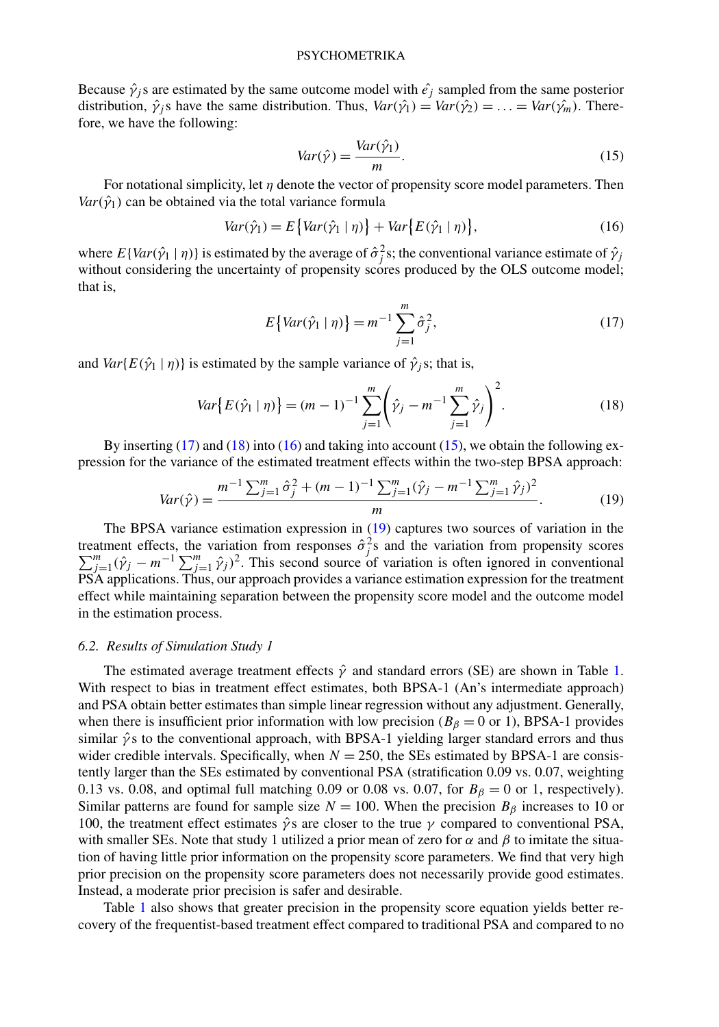Because $\hat{\gamma}_j$s are estimated by the same outcome model with $\hat{e_j}$ sampled from the same posterior distribution, $\hat{\gamma}_j$s have the same distribution. Thus, $Var(\hat{\gamma_1}) = Var(\hat{\gamma_2}) = \ldots = Var(\hat{\gamma_m})$. Therefore, we have the following:

$$Var(\hat{\gamma}) = \frac{Var(\hat{\gamma}_1)}{m}. \tag{15}$$

For notational simplicity, let $\eta$ denote the vector of propensity score model parameters. Then $Var(\hat{\gamma}_1)$ can be obtained via the total variance formula

$$Var(\hat{\gamma}_1) = E\{Var(\hat{\gamma}_1 \mid \eta)\} + Var\{E(\hat{\gamma}_1 \mid \eta)\}, \tag{16}$$

where $E\{Var(\hat{\gamma}_1 \mid \eta)\}$ is estimated by the average of $\hat{\sigma}_j^2$s; the conventional variance estimate of $\hat{\gamma}_j$ without considering the uncertainty of propensity scores produced by the OLS outcome model; that is,

$$E\{Var(\hat{\gamma}_1 \mid \eta)\} = m^{-1} \sum_{j=1}^{m} \hat{\sigma}_j^2, \tag{17}$$

and $Var\{E(\hat{\gamma}_1 \mid \eta)\}$ is estimated by the sample variance of $\hat{\gamma}_j$s; that is,

$$Var\{E(\hat{\gamma}_1 \mid \eta)\} = (m-1)^{-1} \sum_{j=1}^{m} \left( \hat{\gamma}_j - m^{-1} \sum_{j=1}^{m} \hat{\gamma}_j \right)^2. \tag{18}$$

By inserting (17) and (18) into (16) and taking into account (15), we obtain the following expression for the variance of the estimated treatment effects within the two-step BPSA approach:

$$Var(\hat{\gamma}) = \frac{m^{-1} \sum_{j=1}^{m} \hat{\sigma}_j^2 + (m-1)^{-1} \sum_{j=1}^{m} (\hat{\gamma}_j - m^{-1} \sum_{j=1}^{m} \hat{\gamma}_j)^2}{m}. \tag{19}$$

The BPSA variance estimation expression in (19) captures two sources of variation in the treatment effects, the variation from responses $\hat{\sigma}_j^2$s and the variation from propensity scores $\sum_{j=1}^{m} (\hat{\gamma}_j - m^{-1} \sum_{j=1}^{m} \hat{\gamma}_j)^2$. This second source of variation is often ignored in conventional PSA applications. Thus, our approach provides a variance estimation expression for the treatment effect while maintaining separation between the propensity score model and the outcome model in the estimation process.

### 6.2. Results of Simulation Study 1

The estimated average treatment effects $\hat{\gamma}$ and standard errors (SE) are shown in Table 1. With respect to bias in treatment effect estimates, both BPSA-1 (An's intermediate approach) and PSA obtain better estimates than simple linear regression without any adjustment. Generally, when there is insufficient prior information with low precision ($B_\beta = 0$ or 1), BPSA-1 provides similar $\hat{\gamma}$s to the conventional approach, with BPSA-1 yielding larger standard errors and thus wider credible intervals. Specifically, when $N = 250$, the SEs estimated by BPSA-1 are consistently larger than the SEs estimated by conventional PSA (stratification 0.09 vs. 0.07, weighting 0.13 vs. 0.08, and optimal full matching 0.09 or 0.08 vs. 0.07, for $B_\beta = 0$ or 1, respectively). Similar patterns are found for sample size $N = 100$. When the precision $B_\beta$ increases to 10 or 100, the treatment effect estimates $\hat{\gamma}$s are closer to the true $\gamma$ compared to conventional PSA, with smaller SEs. Note that study 1 utilized a prior mean of zero for $\alpha$ and $\beta$ to imitate the situation of having little prior information on the propensity score parameters. We find that very high prior precision on the propensity score parameters does not necessarily provide good estimates. Instead, a moderate prior precision is safer and desirable.

Table 1 also shows that greater precision in the propensity score equation yields better recovery of the frequentist-based treatment effect compared to traditional PSA and compared to no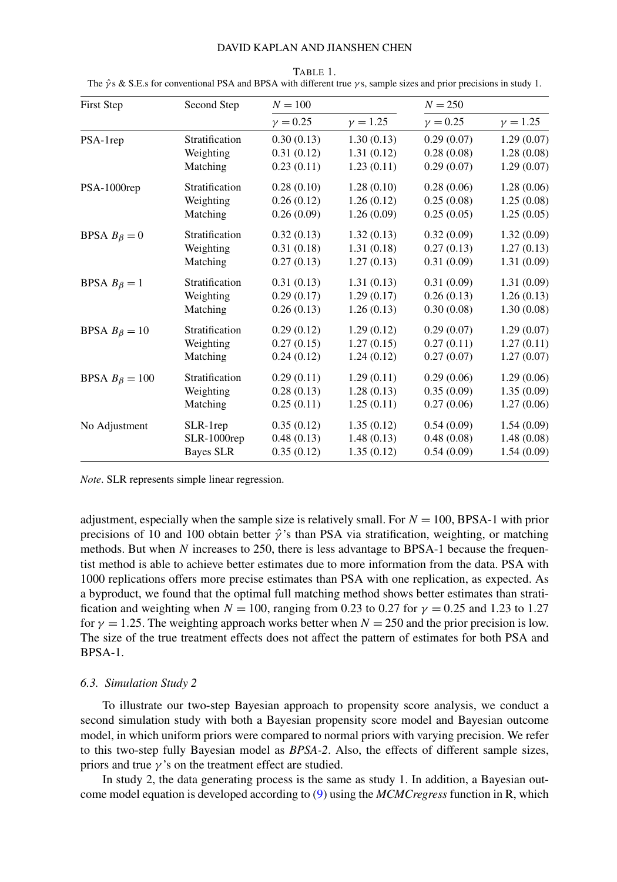TABLE 1.
The $\hat{\gamma}$s & S.E.s for conventional PSA and BPSA with different true $\gamma$s, sample sizes and prior precisions in study 1.

| First Step | Second Step | $N = 100$ | | $N = 250$ | |
|---|---|---|---|---|---|
| | | $\gamma = 0.25$ | $\gamma = 1.25$ | $\gamma = 0.25$ | $\gamma = 1.25$ |
| PSA-1rep | Stratification | 0.30 (0.13) | 1.30 (0.13) | 0.29 (0.07) | 1.29 (0.07) |
| | Weighting | 0.31 (0.12) | 1.31 (0.12) | 0.28 (0.08) | 1.28 (0.08) |
| | Matching | 0.23 (0.11) | 1.23 (0.11) | 0.29 (0.07) | 1.29 (0.07) |
| PSA-1000rep | Stratification | 0.28 (0.10) | 1.28 (0.10) | 0.28 (0.06) | 1.28 (0.06) |
| | Weighting | 0.26 (0.12) | 1.26 (0.12) | 0.25 (0.08) | 1.25 (0.08) |
| | Matching | 0.26 (0.09) | 1.26 (0.09) | 0.25 (0.05) | 1.25 (0.05) |
| BPSA $B_\beta = 0$ | Stratification | 0.32 (0.13) | 1.32 (0.13) | 0.32 (0.09) | 1.32 (0.09) |
| | Weighting | 0.31 (0.18) | 1.31 (0.18) | 0.27 (0.13) | 1.27 (0.13) |
| | Matching | 0.27 (0.13) | 1.27 (0.13) | 0.31 (0.09) | 1.31 (0.09) |
| BPSA $B_\beta = 1$ | Stratification | 0.31 (0.13) | 1.31 (0.13) | 0.31 (0.09) | 1.31 (0.09) |
| | Weighting | 0.29 (0.17) | 1.29 (0.17) | 0.26 (0.13) | 1.26 (0.13) |
| | Matching | 0.26 (0.13) | 1.26 (0.13) | 0.30 (0.08) | 1.30 (0.08) |
| BPSA $B_\beta = 10$ | Stratification | 0.29 (0.12) | 1.29 (0.12) | 0.29 (0.07) | 1.29 (0.07) |
| | Weighting | 0.27 (0.15) | 1.27 (0.15) | 0.27 (0.11) | 1.27 (0.11) |
| | Matching | 0.24 (0.12) | 1.24 (0.12) | 0.27 (0.07) | 1.27 (0.07) |
| BPSA $B_\beta = 100$ | Stratification | 0.29 (0.11) | 1.29 (0.11) | 0.29 (0.06) | 1.29 (0.06) |
| | Weighting | 0.28 (0.13) | 1.28 (0.13) | 0.35 (0.09) | 1.35 (0.09) |
| | Matching | 0.25 (0.11) | 1.25 (0.11) | 0.27 (0.06) | 1.27 (0.06) |
| No Adjustment | SLR-1rep | 0.35 (0.12) | 1.35 (0.12) | 0.54 (0.09) | 1.54 (0.09) |
| | SLR-1000rep | 0.48 (0.13) | 1.48 (0.13) | 0.48 (0.08) | 1.48 (0.08) |
| | Bayes SLR | 0.35 (0.12) | 1.35 (0.12) | 0.54 (0.09) | 1.54 (0.09) |

*Note*. SLR represents simple linear regression.

adjustment, especially when the sample size is relatively small. For $N = 100$, BPSA-1 with prior precisions of 10 and 100 obtain better $\hat{\gamma}$'s than PSA via stratification, weighting, or matching methods. But when $N$ increases to 250, there is less advantage to BPSA-1 because the frequentist method is able to achieve better estimates due to more information from the data. PSA with 1000 replications offers more precise estimates than PSA with one replication, as expected. As a byproduct, we found that the optimal full matching method shows better estimates than stratification and weighting when $N = 100$, ranging from 0.23 to 0.27 for $\gamma = 0.25$ and 1.23 to 1.27 for $\gamma = 1.25$. The weighting approach works better when $N = 250$ and the prior precision is low. The size of the true treatment effects does not affect the pattern of estimates for both PSA and BPSA-1.

### *6.3. Simulation Study 2*

To illustrate our two-step Bayesian approach to propensity score analysis, we conduct a second simulation study with both a Bayesian propensity score model and Bayesian outcome model, in which uniform priors were compared to normal priors with varying precision. We refer to this two-step fully Bayesian model as *BPSA-2*. Also, the effects of different sample sizes, priors and true $\gamma$'s on the treatment effect are studied.

In study 2, the data generating process is the same as study 1. In addition, a Bayesian outcome model equation is developed according to (9) using the *MCMCregress* function in R, which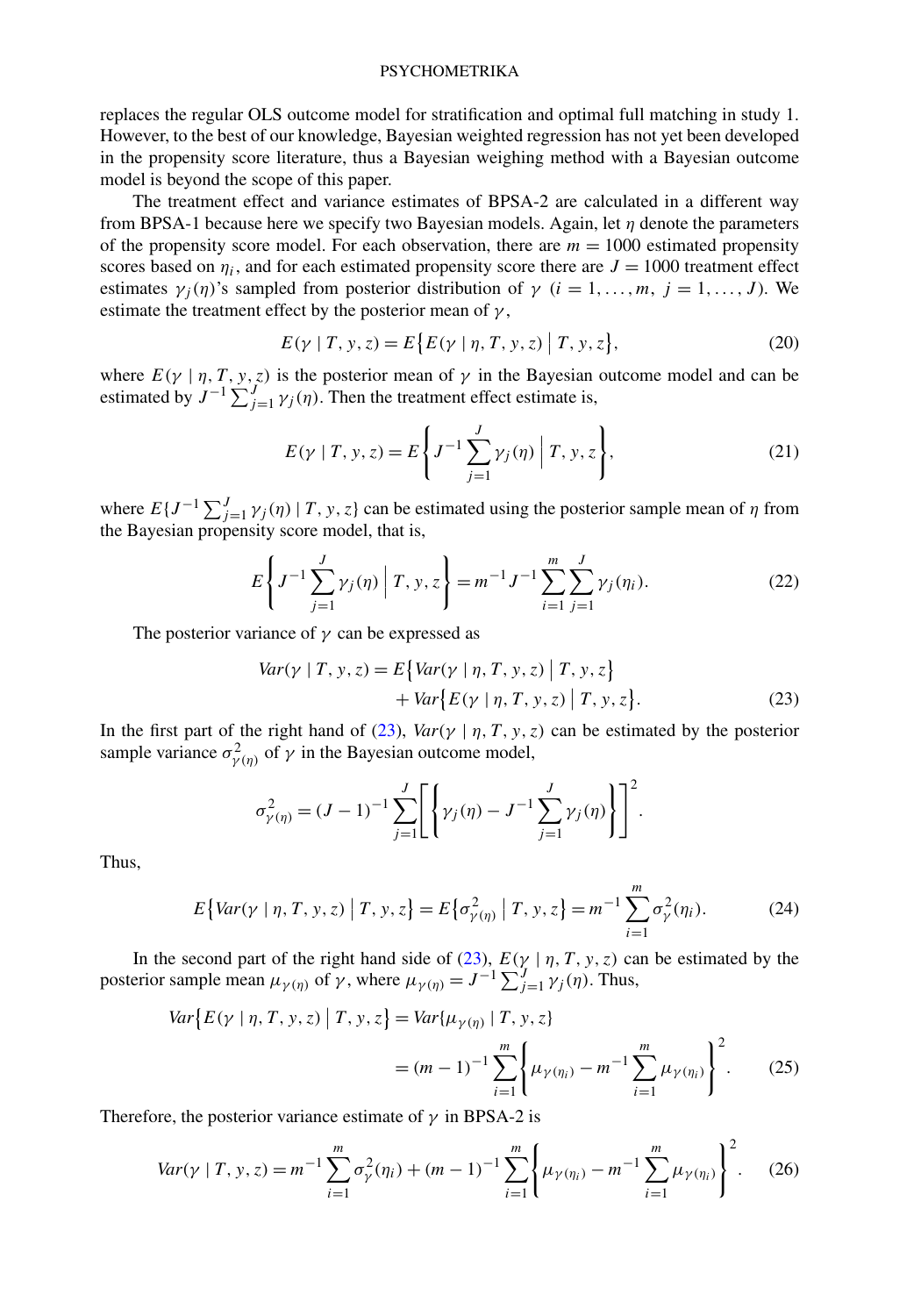replaces the regular OLS outcome model for stratification and optimal full matching in study 1. However, to the best of our knowledge, Bayesian weighted regression has not yet been developed in the propensity score literature, thus a Bayesian weighing method with a Bayesian outcome model is beyond the scope of this paper.

The treatment effect and variance estimates of BPSA-2 are calculated in a different way from BPSA-1 because here we specify two Bayesian models. Again, let $\eta$ denote the parameters of the propensity score model. For each observation, there are $m = 1000$ estimated propensity scores based on $\eta_i$, and for each estimated propensity score there are $J = 1000$ treatment effect estimates $\gamma_j(\eta)$'s sampled from posterior distribution of $\gamma$ ($i = 1, \ldots, m,\ j = 1, \ldots, J$). We estimate the treatment effect by the posterior mean of $\gamma$,

$$E(\gamma \mid T, y, z) = E\big\{E(\gamma \mid \eta, T, y, z) \bigm| T, y, z\big\}, \tag{20}$$

where $E(\gamma \mid \eta, T, y, z)$ is the posterior mean of $\gamma$ in the Bayesian outcome model and can be estimated by $J^{-1}\sum_{j=1}^{J}\gamma_j(\eta)$. Then the treatment effect estimate is,

$$E(\gamma \mid T, y, z) = E\left\{J^{-1}\sum_{j=1}^{J}\gamma_j(\eta) \,\middle|\, T, y, z\right\}, \tag{21}$$

where $E\{J^{-1}\sum_{j=1}^{J}\gamma_j(\eta) \mid T, y, z\}$ can be estimated using the posterior sample mean of $\eta$ from the Bayesian propensity score model, that is,

$$E\left\{J^{-1}\sum_{j=1}^{J}\gamma_j(\eta) \,\middle|\, T, y, z\right\} = m^{-1}J^{-1}\sum_{i=1}^{m}\sum_{j=1}^{J}\gamma_j(\eta_i). \tag{22}$$

The posterior variance of $\gamma$ can be expressed as

$$\begin{aligned} Var(\gamma \mid T, y, z) = E\big\{&Var(\gamma \mid \eta, T, y, z) \bigm| T, y, z\big\} \\ &+ Var\big\{E(\gamma \mid \eta, T, y, z) \bigm| T, y, z\big\}. \end{aligned} \tag{23}$$

In the first part of the right hand of (23), $Var(\gamma \mid \eta, T, y, z)$ can be estimated by the posterior sample variance $\sigma^2_{\gamma(\eta)}$ of $\gamma$ in the Bayesian outcome model,

$$\sigma^2_{\gamma(\eta)} = (J-1)^{-1}\sum_{j=1}^{J}\left[\left\{\gamma_j(\eta) - J^{-1}\sum_{j=1}^{J}\gamma_j(\eta)\right\}\right]^2.$$

Thus,

$$E\big\{Var(\gamma \mid \eta, T, y, z) \bigm| T, y, z\big\} = E\big\{\sigma^2_{\gamma(\eta)} \bigm| T, y, z\big\} = m^{-1}\sum_{i=1}^{m}\sigma^2_{\gamma}(\eta_i). \tag{24}$$

In the second part of the right hand side of (23), $E(\gamma \mid \eta, T, y, z)$ can be estimated by the posterior sample mean $\mu_{\gamma(\eta)}$ of $\gamma$, where $\mu_{\gamma(\eta)} = J^{-1}\sum_{j=1}^{J}\gamma_j(\eta)$. Thus,

$$\begin{aligned} Var\big\{E(\gamma \mid \eta, T, y, z) \bigm| T, y, z\big\} &= Var\{\mu_{\gamma(\eta)} \mid T, y, z\} \\ &= (m-1)^{-1}\sum_{i=1}^{m}\left\{\mu_{\gamma(\eta_i)} - m^{-1}\sum_{i=1}^{m}\mu_{\gamma(\eta_i)}\right\}^2. \end{aligned} \tag{25}$$

Therefore, the posterior variance estimate of $\gamma$ in BPSA-2 is

$$Var(\gamma \mid T, y, z) = m^{-1}\sum_{i=1}^{m}\sigma^2_{\gamma}(\eta_i) + (m-1)^{-1}\sum_{i=1}^{m}\left\{\mu_{\gamma(\eta_i)} - m^{-1}\sum_{i=1}^{m}\mu_{\gamma(\eta_i)}\right\}^2. \tag{26}$$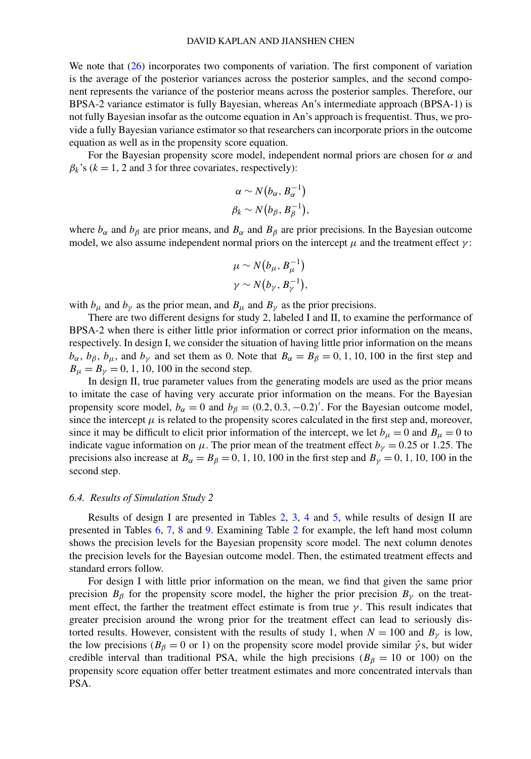We note that (26) incorporates two components of variation. The first component of variation is the average of the posterior variances across the posterior samples, and the second component represents the variance of the posterior means across the posterior samples. Therefore, our BPSA-2 variance estimator is fully Bayesian, whereas An's intermediate approach (BPSA-1) is not fully Bayesian insofar as the outcome equation in An's approach is frequentist. Thus, we provide a fully Bayesian variance estimator so that researchers can incorporate priors in the outcome equation as well as in the propensity score equation.

For the Bayesian propensity score model, independent normal priors are chosen for $\alpha$ and $\beta_k$'s ($k = 1$, 2 and 3 for three covariates, respectively):

$$\alpha \sim N\left(b_\alpha, B_\alpha^{-1}\right)$$
$$\beta_k \sim N\left(b_\beta, B_\beta^{-1}\right),$$

where $b_\alpha$ and $b_\beta$ are prior means, and $B_\alpha$ and $B_\beta$ are prior precisions. In the Bayesian outcome model, we also assume independent normal priors on the intercept $\mu$ and the treatment effect $\gamma$:

$$\mu \sim N\left(b_\mu, B_\mu^{-1}\right)$$
$$\gamma \sim N\left(b_\gamma, B_\gamma^{-1}\right),$$

with $b_\mu$ and $b_\gamma$ as the prior mean, and $B_\mu$ and $B_\gamma$ as the prior precisions.

There are two different designs for study 2, labeled I and II, to examine the performance of BPSA-2 when there is either little prior information or correct prior information on the means, respectively. In design I, we consider the situation of having little prior information on the means $b_\alpha$, $b_\beta$, $b_\mu$, and $b_\gamma$ and set them as 0. Note that $B_\alpha = B_\beta = 0, 1, 10, 100$ in the first step and $B_\mu = B_\gamma = 0, 1, 10, 100$ in the second step.

In design II, true parameter values from the generating models are used as the prior means to imitate the case of having very accurate prior information on the means. For the Bayesian propensity score model, $b_\alpha = 0$ and $b_\beta = (0.2, 0.3, -0.2)'$. For the Bayesian outcome model, since the intercept $\mu$ is related to the propensity scores calculated in the first step and, moreover, since it may be difficult to elicit prior information of the intercept, we let $b_\mu = 0$ and $B_\mu = 0$ to indicate vague information on $\mu$. The prior mean of the treatment effect $b_\gamma = 0.25$ or 1.25. The precisions also increase at $B_\alpha = B_\beta = 0, 1, 10, 100$ in the first step and $B_\gamma = 0, 1, 10, 100$ in the second step.

### *6.4. Results of Simulation Study 2*

Results of design I are presented in Tables 2, 3, 4 and 5, while results of design II are presented in Tables 6, 7, 8 and 9. Examining Table 2 for example, the left hand most column shows the precision levels for the Bayesian propensity score model. The next column denotes the precision levels for the Bayesian outcome model. Then, the estimated treatment effects and standard errors follow.

For design I with little prior information on the mean, we find that given the same prior precision $B_\beta$ for the propensity score model, the higher the prior precision $B_\gamma$ on the treatment effect, the farther the treatment effect estimate is from true $\gamma$. This result indicates that greater precision around the wrong prior for the treatment effect can lead to seriously distorted results. However, consistent with the results of study 1, when $N = 100$ and $B_\gamma$ is low, the low precisions ($B_\beta = 0$ or 1) on the propensity score model provide similar $\hat{\gamma}$s, but wider credible interval than traditional PSA, while the high precisions ($B_\beta = 10$ or 100) on the propensity score equation offer better treatment estimates and more concentrated intervals than PSA.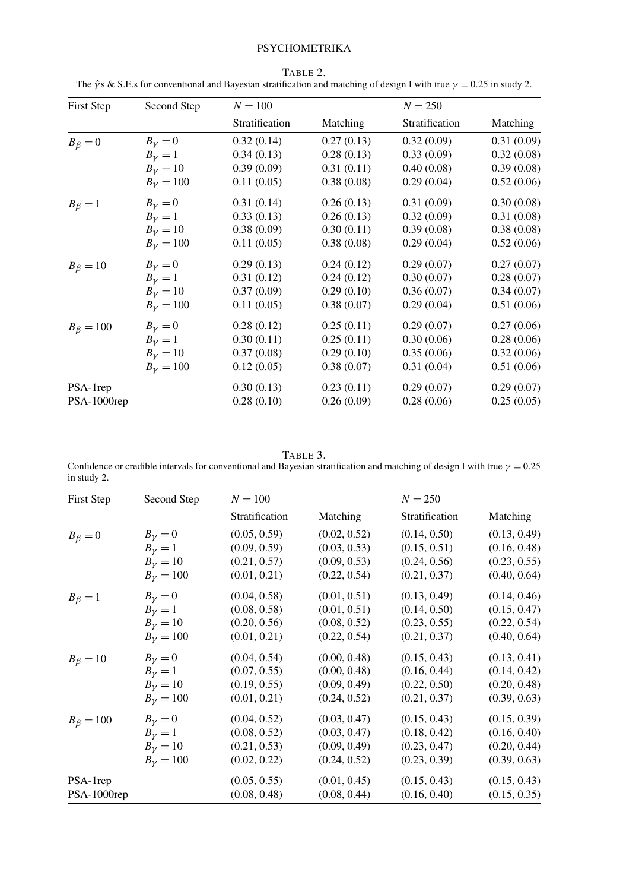TABLE 2.
The $\hat{\gamma}$s & S.E.s for conventional and Bayesian stratification and matching of design I with true $\gamma = 0.25$ in study 2.

| First Step | Second Step | $N = 100$ | | $N = 250$ | |
|---|---|---|---|---|---|
| | | Stratification | Matching | Stratification | Matching |
| $B_\beta = 0$ | $B_\gamma = 0$ | 0.32 (0.14) | 0.27 (0.13) | 0.32 (0.09) | 0.31 (0.09) |
| | $B_\gamma = 1$ | 0.34 (0.13) | 0.28 (0.13) | 0.33 (0.09) | 0.32 (0.08) |
| | $B_\gamma = 10$ | 0.39 (0.09) | 0.31 (0.11) | 0.40 (0.08) | 0.39 (0.08) |
| | $B_\gamma = 100$ | 0.11 (0.05) | 0.38 (0.08) | 0.29 (0.04) | 0.52 (0.06) |
| $B_\beta = 1$ | $B_\gamma = 0$ | 0.31 (0.14) | 0.26 (0.13) | 0.31 (0.09) | 0.30 (0.08) |
| | $B_\gamma = 1$ | 0.33 (0.13) | 0.26 (0.13) | 0.32 (0.09) | 0.31 (0.08) |
| | $B_\gamma = 10$ | 0.38 (0.09) | 0.30 (0.11) | 0.39 (0.08) | 0.38 (0.08) |
| | $B_\gamma = 100$ | 0.11 (0.05) | 0.38 (0.08) | 0.29 (0.04) | 0.52 (0.06) |
| $B_\beta = 10$ | $B_\gamma = 0$ | 0.29 (0.13) | 0.24 (0.12) | 0.29 (0.07) | 0.27 (0.07) |
| | $B_\gamma = 1$ | 0.31 (0.12) | 0.24 (0.12) | 0.30 (0.07) | 0.28 (0.07) |
| | $B_\gamma = 10$ | 0.37 (0.09) | 0.29 (0.10) | 0.36 (0.07) | 0.34 (0.07) |
| | $B_\gamma = 100$ | 0.11 (0.05) | 0.38 (0.07) | 0.29 (0.04) | 0.51 (0.06) |
| $B_\beta = 100$ | $B_\gamma = 0$ | 0.28 (0.12) | 0.25 (0.11) | 0.29 (0.07) | 0.27 (0.06) |
| | $B_\gamma = 1$ | 0.30 (0.11) | 0.25 (0.11) | 0.30 (0.06) | 0.28 (0.06) |
| | $B_\gamma = 10$ | 0.37 (0.08) | 0.29 (0.10) | 0.35 (0.06) | 0.32 (0.06) |
| | $B_\gamma = 100$ | 0.12 (0.05) | 0.38 (0.07) | 0.31 (0.04) | 0.51 (0.06) |
| PSA-1rep | | 0.30 (0.13) | 0.23 (0.11) | 0.29 (0.07) | 0.29 (0.07) |
| PSA-1000rep | | 0.28 (0.10) | 0.26 (0.09) | 0.28 (0.06) | 0.25 (0.05) |

TABLE 3.
Confidence or credible intervals for conventional and Bayesian stratification and matching of design I with true $\gamma = 0.25$ in study 2.

| First Step | Second Step | $N = 100$ | | $N = 250$ | |
|---|---|---|---|---|---|
| | | Stratification | Matching | Stratification | Matching |
| $B_\beta = 0$ | $B_\gamma = 0$ | (0.05, 0.59) | (0.02, 0.52) | (0.14, 0.50) | (0.13, 0.49) |
| | $B_\gamma = 1$ | (0.09, 0.59) | (0.03, 0.53) | (0.15, 0.51) | (0.16, 0.48) |
| | $B_\gamma = 10$ | (0.21, 0.57) | (0.09, 0.53) | (0.24, 0.56) | (0.23, 0.55) |
| | $B_\gamma = 100$ | (0.01, 0.21) | (0.22, 0.54) | (0.21, 0.37) | (0.40, 0.64) |
| $B_\beta = 1$ | $B_\gamma = 0$ | (0.04, 0.58) | (0.01, 0.51) | (0.13, 0.49) | (0.14, 0.46) |
| | $B_\gamma = 1$ | (0.08, 0.58) | (0.01, 0.51) | (0.14, 0.50) | (0.15, 0.47) |
| | $B_\gamma = 10$ | (0.20, 0.56) | (0.08, 0.52) | (0.23, 0.55) | (0.22, 0.54) |
| | $B_\gamma = 100$ | (0.01, 0.21) | (0.22, 0.54) | (0.21, 0.37) | (0.40, 0.64) |
| $B_\beta = 10$ | $B_\gamma = 0$ | (0.04, 0.54) | (0.00, 0.48) | (0.15, 0.43) | (0.13, 0.41) |
| | $B_\gamma = 1$ | (0.07, 0.55) | (0.00, 0.48) | (0.16, 0.44) | (0.14, 0.42) |
| | $B_\gamma = 10$ | (0.19, 0.55) | (0.09, 0.49) | (0.22, 0.50) | (0.20, 0.48) |
| | $B_\gamma = 100$ | (0.01, 0.21) | (0.24, 0.52) | (0.21, 0.37) | (0.39, 0.63) |
| $B_\beta = 100$ | $B_\gamma = 0$ | (0.04, 0.52) | (0.03, 0.47) | (0.15, 0.43) | (0.15, 0.39) |
| | $B_\gamma = 1$ | (0.08, 0.52) | (0.03, 0.47) | (0.18, 0.42) | (0.16, 0.40) |
| | $B_\gamma = 10$ | (0.21, 0.53) | (0.09, 0.49) | (0.23, 0.47) | (0.20, 0.44) |
| | $B_\gamma = 100$ | (0.02, 0.22) | (0.24, 0.52) | (0.23, 0.39) | (0.39, 0.63) |
| PSA-1rep | | (0.05, 0.55) | (0.01, 0.45) | (0.15, 0.43) | (0.15, 0.43) |
| PSA-1000rep | | (0.08, 0.48) | (0.08, 0.44) | (0.16, 0.40) | (0.15, 0.35) |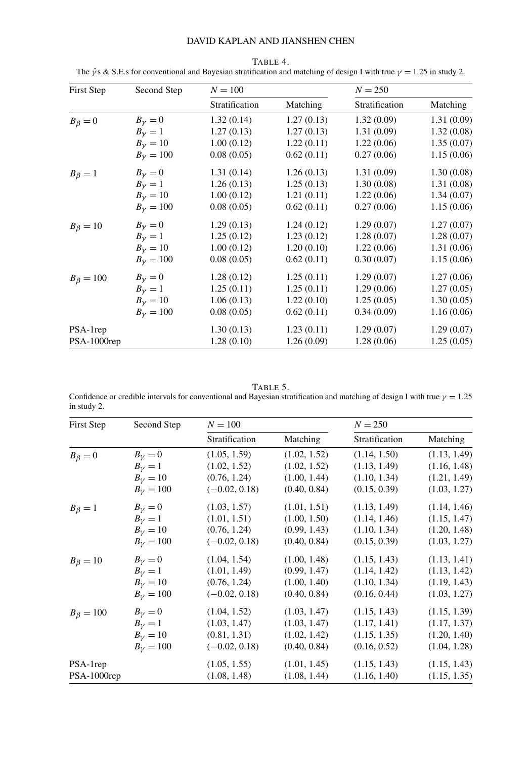TABLE 4.
The $\hat{\gamma}$s & S.E.s for conventional and Bayesian stratification and matching of design I with true $\gamma = 1.25$ in study 2.

| First Step | Second Step | $N = 100$ | | $N = 250$ | |
|---|---|---|---|---|---|
| | | Stratification | Matching | Stratification | Matching |
| $B_\beta = 0$ | $B_\gamma = 0$ | 1.32 (0.14) | 1.27 (0.13) | 1.32 (0.09) | 1.31 (0.09) |
| | $B_\gamma = 1$ | 1.27 (0.13) | 1.27 (0.13) | 1.31 (0.09) | 1.32 (0.08) |
| | $B_\gamma = 10$ | 1.00 (0.12) | 1.22 (0.11) | 1.22 (0.06) | 1.35 (0.07) |
| | $B_\gamma = 100$ | 0.08 (0.05) | 0.62 (0.11) | 0.27 (0.06) | 1.15 (0.06) |
| $B_\beta = 1$ | $B_\gamma = 0$ | 1.31 (0.14) | 1.26 (0.13) | 1.31 (0.09) | 1.30 (0.08) |
| | $B_\gamma = 1$ | 1.26 (0.13) | 1.25 (0.13) | 1.30 (0.08) | 1.31 (0.08) |
| | $B_\gamma = 10$ | 1.00 (0.12) | 1.21 (0.11) | 1.22 (0.06) | 1.34 (0.07) |
| | $B_\gamma = 100$ | 0.08 (0.05) | 0.62 (0.11) | 0.27 (0.06) | 1.15 (0.06) |
| $B_\beta = 10$ | $B_\gamma = 0$ | 1.29 (0.13) | 1.24 (0.12) | 1.29 (0.07) | 1.27 (0.07) |
| | $B_\gamma = 1$ | 1.25 (0.12) | 1.23 (0.12) | 1.28 (0.07) | 1.28 (0.07) |
| | $B_\gamma = 10$ | 1.00 (0.12) | 1.20 (0.10) | 1.22 (0.06) | 1.31 (0.06) |
| | $B_\gamma = 100$ | 0.08 (0.05) | 0.62 (0.11) | 0.30 (0.07) | 1.15 (0.06) |
| $B_\beta = 100$ | $B_\gamma = 0$ | 1.28 (0.12) | 1.25 (0.11) | 1.29 (0.07) | 1.27 (0.06) |
| | $B_\gamma = 1$ | 1.25 (0.11) | 1.25 (0.11) | 1.29 (0.06) | 1.27 (0.05) |
| | $B_\gamma = 10$ | 1.06 (0.13) | 1.22 (0.10) | 1.25 (0.05) | 1.30 (0.05) |
| | $B_\gamma = 100$ | 0.08 (0.05) | 0.62 (0.11) | 0.34 (0.09) | 1.16 (0.06) |
| PSA-1rep | | 1.30 (0.13) | 1.23 (0.11) | 1.29 (0.07) | 1.29 (0.07) |
| PSA-1000rep | | 1.28 (0.10) | 1.26 (0.09) | 1.28 (0.06) | 1.25 (0.05) |

TABLE 5.
Confidence or credible intervals for conventional and Bayesian stratification and matching of design I with true $\gamma = 1.25$ in study 2.

| First Step | Second Step | $N = 100$ | | $N = 250$ | |
|---|---|---|---|---|---|
| | | Stratification | Matching | Stratification | Matching |
| $B_\beta = 0$ | $B_\gamma = 0$ | (1.05, 1.59) | (1.02, 1.52) | (1.14, 1.50) | (1.13, 1.49) |
| | $B_\gamma = 1$ | (1.02, 1.52) | (1.02, 1.52) | (1.13, 1.49) | (1.16, 1.48) |
| | $B_\gamma = 10$ | (0.76, 1.24) | (1.00, 1.44) | (1.10, 1.34) | (1.21, 1.49) |
| | $B_\gamma = 100$ | (−0.02, 0.18) | (0.40, 0.84) | (0.15, 0.39) | (1.03, 1.27) |
| $B_\beta = 1$ | $B_\gamma = 0$ | (1.03, 1.57) | (1.01, 1.51) | (1.13, 1.49) | (1.14, 1.46) |
| | $B_\gamma = 1$ | (1.01, 1.51) | (1.00, 1.50) | (1.14, 1.46) | (1.15, 1.47) |
| | $B_\gamma = 10$ | (0.76, 1.24) | (0.99, 1.43) | (1.10, 1.34) | (1.20, 1.48) |
| | $B_\gamma = 100$ | (−0.02, 0.18) | (0.40, 0.84) | (0.15, 0.39) | (1.03, 1.27) |
| $B_\beta = 10$ | $B_\gamma = 0$ | (1.04, 1.54) | (1.00, 1.48) | (1.15, 1.43) | (1.13, 1.41) |
| | $B_\gamma = 1$ | (1.01, 1.49) | (0.99, 1.47) | (1.14, 1.42) | (1.13, 1.42) |
| | $B_\gamma = 10$ | (0.76, 1.24) | (1.00, 1.40) | (1.10, 1.34) | (1.19, 1.43) |
| | $B_\gamma = 100$ | (−0.02, 0.18) | (0.40, 0.84) | (0.16, 0.44) | (1.03, 1.27) |
| $B_\beta = 100$ | $B_\gamma = 0$ | (1.04, 1.52) | (1.03, 1.47) | (1.15, 1.43) | (1.15, 1.39) |
| | $B_\gamma = 1$ | (1.03, 1.47) | (1.03, 1.47) | (1.17, 1.41) | (1.17, 1.37) |
| | $B_\gamma = 10$ | (0.81, 1.31) | (1.02, 1.42) | (1.15, 1.35) | (1.20, 1.40) |
| | $B_\gamma = 100$ | (−0.02, 0.18) | (0.40, 0.84) | (0.16, 0.52) | (1.04, 1.28) |
| PSA-1rep | | (1.05, 1.55) | (1.01, 1.45) | (1.15, 1.43) | (1.15, 1.43) |
| PSA-1000rep | | (1.08, 1.48) | (1.08, 1.44) | (1.16, 1.40) | (1.15, 1.35) |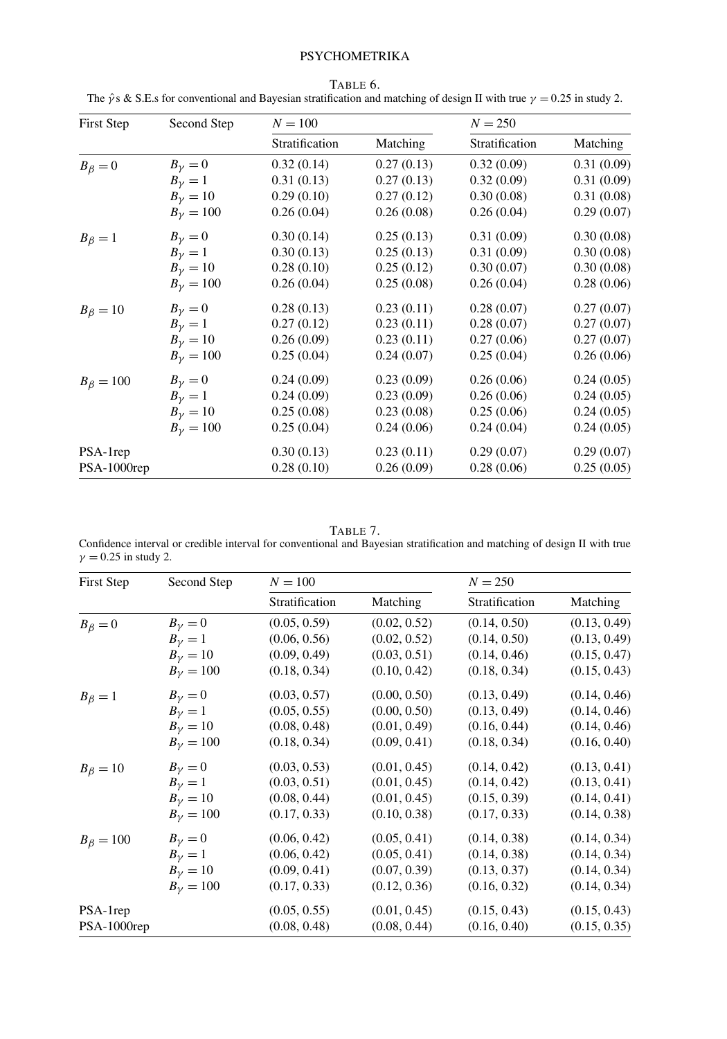TABLE 6.
The $\hat{\gamma}$s & S.E.s for conventional and Bayesian stratification and matching of design II with true $\gamma = 0.25$ in study 2.

| First Step | Second Step | $N = 100$ | | $N = 250$ | |
|---|---|---|---|---|---|
| | | Stratification | Matching | Stratification | Matching |
| $B_\beta = 0$ | $B_\gamma = 0$ | 0.32 (0.14) | 0.27 (0.13) | 0.32 (0.09) | 0.31 (0.09) |
| | $B_\gamma = 1$ | 0.31 (0.13) | 0.27 (0.13) | 0.32 (0.09) | 0.31 (0.09) |
| | $B_\gamma = 10$ | 0.29 (0.10) | 0.27 (0.12) | 0.30 (0.08) | 0.31 (0.08) |
| | $B_\gamma = 100$ | 0.26 (0.04) | 0.26 (0.08) | 0.26 (0.04) | 0.29 (0.07) |
| $B_\beta = 1$ | $B_\gamma = 0$ | 0.30 (0.14) | 0.25 (0.13) | 0.31 (0.09) | 0.30 (0.08) |
| | $B_\gamma = 1$ | 0.30 (0.13) | 0.25 (0.13) | 0.31 (0.09) | 0.30 (0.08) |
| | $B_\gamma = 10$ | 0.28 (0.10) | 0.25 (0.12) | 0.30 (0.07) | 0.30 (0.08) |
| | $B_\gamma = 100$ | 0.26 (0.04) | 0.25 (0.08) | 0.26 (0.04) | 0.28 (0.06) |
| $B_\beta = 10$ | $B_\gamma = 0$ | 0.28 (0.13) | 0.23 (0.11) | 0.28 (0.07) | 0.27 (0.07) |
| | $B_\gamma = 1$ | 0.27 (0.12) | 0.23 (0.11) | 0.28 (0.07) | 0.27 (0.07) |
| | $B_\gamma = 10$ | 0.26 (0.09) | 0.23 (0.11) | 0.27 (0.06) | 0.27 (0.07) |
| | $B_\gamma = 100$ | 0.25 (0.04) | 0.24 (0.07) | 0.25 (0.04) | 0.26 (0.06) |
| $B_\beta = 100$ | $B_\gamma = 0$ | 0.24 (0.09) | 0.23 (0.09) | 0.26 (0.06) | 0.24 (0.05) |
| | $B_\gamma = 1$ | 0.24 (0.09) | 0.23 (0.09) | 0.26 (0.06) | 0.24 (0.05) |
| | $B_\gamma = 10$ | 0.25 (0.08) | 0.23 (0.08) | 0.25 (0.06) | 0.24 (0.05) |
| | $B_\gamma = 100$ | 0.25 (0.04) | 0.24 (0.06) | 0.24 (0.04) | 0.24 (0.05) |
| PSA-1rep | | 0.30 (0.13) | 0.23 (0.11) | 0.29 (0.07) | 0.29 (0.07) |
| PSA-1000rep | | 0.28 (0.10) | 0.26 (0.09) | 0.28 (0.06) | 0.25 (0.05) |

TABLE 7.
Confidence interval or credible interval for conventional and Bayesian stratification and matching of design II with true $\gamma = 0.25$ in study 2.

| First Step | Second Step | $N = 100$ | | $N = 250$ | |
|---|---|---|---|---|---|
| | | Stratification | Matching | Stratification | Matching |
| $B_\beta = 0$ | $B_\gamma = 0$ | (0.05, 0.59) | (0.02, 0.52) | (0.14, 0.50) | (0.13, 0.49) |
| | $B_\gamma = 1$ | (0.06, 0.56) | (0.02, 0.52) | (0.14, 0.50) | (0.13, 0.49) |
| | $B_\gamma = 10$ | (0.09, 0.49) | (0.03, 0.51) | (0.14, 0.46) | (0.15, 0.47) |
| | $B_\gamma = 100$ | (0.18, 0.34) | (0.10, 0.42) | (0.18, 0.34) | (0.15, 0.43) |
| $B_\beta = 1$ | $B_\gamma = 0$ | (0.03, 0.57) | (0.00, 0.50) | (0.13, 0.49) | (0.14, 0.46) |
| | $B_\gamma = 1$ | (0.05, 0.55) | (0.00, 0.50) | (0.13, 0.49) | (0.14, 0.46) |
| | $B_\gamma = 10$ | (0.08, 0.48) | (0.01, 0.49) | (0.16, 0.44) | (0.14, 0.46) |
| | $B_\gamma = 100$ | (0.18, 0.34) | (0.09, 0.41) | (0.18, 0.34) | (0.16, 0.40) |
| $B_\beta = 10$ | $B_\gamma = 0$ | (0.03, 0.53) | (0.01, 0.45) | (0.14, 0.42) | (0.13, 0.41) |
| | $B_\gamma = 1$ | (0.03, 0.51) | (0.01, 0.45) | (0.14, 0.42) | (0.13, 0.41) |
| | $B_\gamma = 10$ | (0.08, 0.44) | (0.01, 0.45) | (0.15, 0.39) | (0.14, 0.41) |
| | $B_\gamma = 100$ | (0.17, 0.33) | (0.10, 0.38) | (0.17, 0.33) | (0.14, 0.38) |
| $B_\beta = 100$ | $B_\gamma = 0$ | (0.06, 0.42) | (0.05, 0.41) | (0.14, 0.38) | (0.14, 0.34) |
| | $B_\gamma = 1$ | (0.06, 0.42) | (0.05, 0.41) | (0.14, 0.38) | (0.14, 0.34) |
| | $B_\gamma = 10$ | (0.09, 0.41) | (0.07, 0.39) | (0.13, 0.37) | (0.14, 0.34) |
| | $B_\gamma = 100$ | (0.17, 0.33) | (0.12, 0.36) | (0.16, 0.32) | (0.14, 0.34) |
| PSA-1rep | | (0.05, 0.55) | (0.01, 0.45) | (0.15, 0.43) | (0.15, 0.43) |
| PSA-1000rep | | (0.08, 0.48) | (0.08, 0.44) | (0.16, 0.40) | (0.15, 0.35) |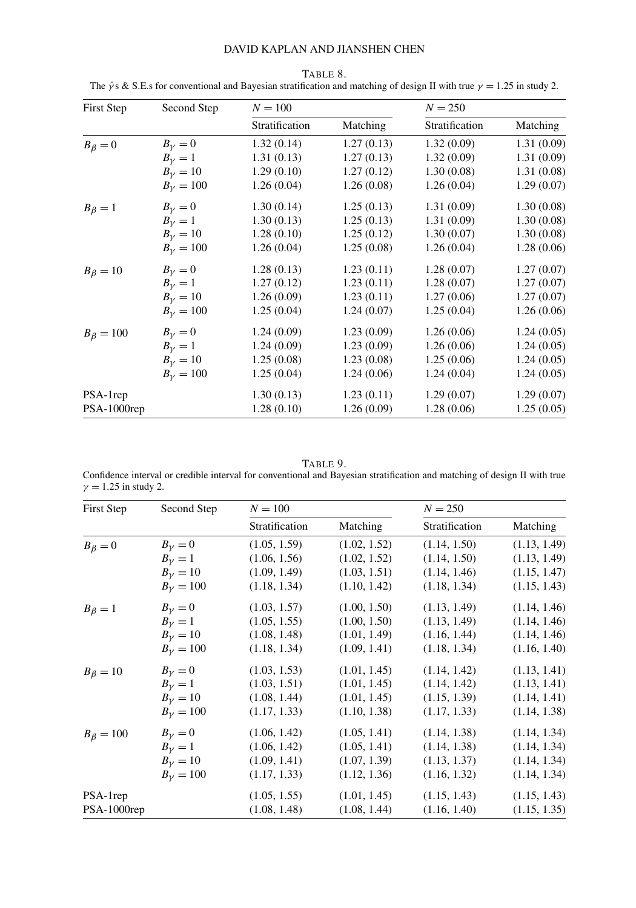TABLE 8.
The $\hat{\gamma}$s & S.E.s for conventional and Bayesian stratification and matching of design II with true $\gamma = 1.25$ in study 2.

| First Step | Second Step | $N = 100$ | | $N = 250$ | |
|---|---|---|---|---|---|
| | | Stratification | Matching | Stratification | Matching |
| $B_\beta = 0$ | $B_\gamma = 0$ | 1.32 (0.14) | 1.27 (0.13) | 1.32 (0.09) | 1.31 (0.09) |
| | $B_\gamma = 1$ | 1.31 (0.13) | 1.27 (0.13) | 1.32 (0.09) | 1.31 (0.09) |
| | $B_\gamma = 10$ | 1.29 (0.10) | 1.27 (0.12) | 1.30 (0.08) | 1.31 (0.08) |
| | $B_\gamma = 100$ | 1.26 (0.04) | 1.26 (0.08) | 1.26 (0.04) | 1.29 (0.07) |
| $B_\beta = 1$ | $B_\gamma = 0$ | 1.30 (0.14) | 1.25 (0.13) | 1.31 (0.09) | 1.30 (0.08) |
| | $B_\gamma = 1$ | 1.30 (0.13) | 1.25 (0.13) | 1.31 (0.09) | 1.30 (0.08) |
| | $B_\gamma = 10$ | 1.28 (0.10) | 1.25 (0.12) | 1.30 (0.07) | 1.30 (0.08) |
| | $B_\gamma = 100$ | 1.26 (0.04) | 1.25 (0.08) | 1.26 (0.04) | 1.28 (0.06) |
| $B_\beta = 10$ | $B_\gamma = 0$ | 1.28 (0.13) | 1.23 (0.11) | 1.28 (0.07) | 1.27 (0.07) |
| | $B_\gamma = 1$ | 1.27 (0.12) | 1.23 (0.11) | 1.28 (0.07) | 1.27 (0.07) |
| | $B_\gamma = 10$ | 1.26 (0.09) | 1.23 (0.11) | 1.27 (0.06) | 1.27 (0.07) |
| | $B_\gamma = 100$ | 1.25 (0.04) | 1.24 (0.07) | 1.25 (0.04) | 1.26 (0.06) |
| $B_\beta = 100$ | $B_\gamma = 0$ | 1.24 (0.09) | 1.23 (0.09) | 1.26 (0.06) | 1.24 (0.05) |
| | $B_\gamma = 1$ | 1.24 (0.09) | 1.23 (0.09) | 1.26 (0.06) | 1.24 (0.05) |
| | $B_\gamma = 10$ | 1.25 (0.08) | 1.23 (0.08) | 1.25 (0.06) | 1.24 (0.05) |
| | $B_\gamma = 100$ | 1.25 (0.04) | 1.24 (0.06) | 1.24 (0.04) | 1.24 (0.05) |
| PSA-1rep | | 1.30 (0.13) | 1.23 (0.11) | 1.29 (0.07) | 1.29 (0.07) |
| PSA-1000rep | | 1.28 (0.10) | 1.26 (0.09) | 1.28 (0.06) | 1.25 (0.05) |

TABLE 9.
Confidence interval or credible interval for conventional and Bayesian stratification and matching of design II with true $\gamma = 1.25$ in study 2.

| First Step | Second Step | $N = 100$ | | $N = 250$ | |
|---|---|---|---|---|---|
| | | Stratification | Matching | Stratification | Matching |
| $B_\beta = 0$ | $B_\gamma = 0$ | (1.05, 1.59) | (1.02, 1.52) | (1.14, 1.50) | (1.13, 1.49) |
| | $B_\gamma = 1$ | (1.06, 1.56) | (1.02, 1.52) | (1.14, 1.50) | (1.13, 1.49) |
| | $B_\gamma = 10$ | (1.09, 1.49) | (1.03, 1.51) | (1.14, 1.46) | (1.15, 1.47) |
| | $B_\gamma = 100$ | (1.18, 1.34) | (1.10, 1.42) | (1.18, 1.34) | (1.15, 1.43) |
| $B_\beta = 1$ | $B_\gamma = 0$ | (1.03, 1.57) | (1.00, 1.50) | (1.13, 1.49) | (1.14, 1.46) |
| | $B_\gamma = 1$ | (1.05, 1.55) | (1.00, 1.50) | (1.13, 1.49) | (1.14, 1.46) |
| | $B_\gamma = 10$ | (1.08, 1.48) | (1.01, 1.49) | (1.16, 1.44) | (1.14, 1.46) |
| | $B_\gamma = 100$ | (1.18, 1.34) | (1.09, 1.41) | (1.18, 1.34) | (1.16, 1.40) |
| $B_\beta = 10$ | $B_\gamma = 0$ | (1.03, 1.53) | (1.01, 1.45) | (1.14, 1.42) | (1.13, 1.41) |
| | $B_\gamma = 1$ | (1.03, 1.51) | (1.01, 1.45) | (1.14, 1.42) | (1.13, 1.41) |
| | $B_\gamma = 10$ | (1.08, 1.44) | (1.01, 1.45) | (1.15, 1.39) | (1.14, 1.41) |
| | $B_\gamma = 100$ | (1.17, 1.33) | (1.10, 1.38) | (1.17, 1.33) | (1.14, 1.38) |
| $B_\beta = 100$ | $B_\gamma = 0$ | (1.06, 1.42) | (1.05, 1.41) | (1.14, 1.38) | (1.14, 1.34) |
| | $B_\gamma = 1$ | (1.06, 1.42) | (1.05, 1.41) | (1.14, 1.38) | (1.14, 1.34) |
| | $B_\gamma = 10$ | (1.09, 1.41) | (1.07, 1.39) | (1.13, 1.37) | (1.14, 1.34) |
| | $B_\gamma = 100$ | (1.17, 1.33) | (1.12, 1.36) | (1.16, 1.32) | (1.14, 1.34) |
| PSA-1rep | | (1.05, 1.55) | (1.01, 1.45) | (1.15, 1.43) | (1.15, 1.43) |
| PSA-1000rep | | (1.08, 1.48) | (1.08, 1.44) | (1.16, 1.40) | (1.15, 1.35) |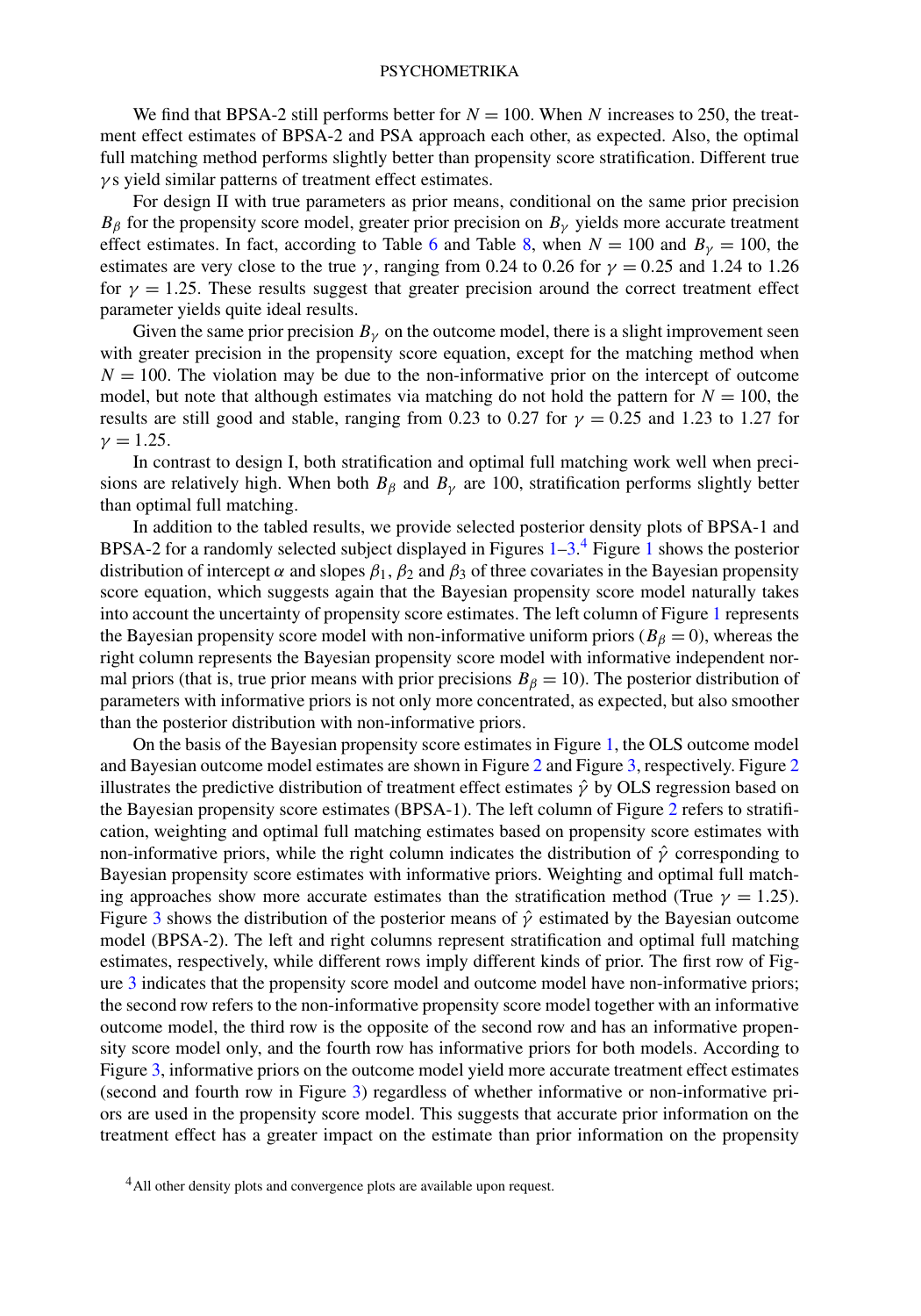We find that BPSA-2 still performs better for $N = 100$. When $N$ increases to 250, the treatment effect estimates of BPSA-2 and PSA approach each other, as expected. Also, the optimal full matching method performs slightly better than propensity score stratification. Different true $\gamma$s yield similar patterns of treatment effect estimates.

For design II with true parameters as prior means, conditional on the same prior precision $B_\beta$ for the propensity score model, greater prior precision on $B_\gamma$ yields more accurate treatment effect estimates. In fact, according to Table 6 and Table 8, when $N = 100$ and $B_\gamma = 100$, the estimates are very close to the true $\gamma$, ranging from 0.24 to 0.26 for $\gamma = 0.25$ and 1.24 to 1.26 for $\gamma = 1.25$. These results suggest that greater precision around the correct treatment effect parameter yields quite ideal results.

Given the same prior precision $B_\gamma$ on the outcome model, there is a slight improvement seen with greater precision in the propensity score equation, except for the matching method when $N = 100$. The violation may be due to the non-informative prior on the intercept of outcome model, but note that although estimates via matching do not hold the pattern for $N = 100$, the results are still good and stable, ranging from 0.23 to 0.27 for $\gamma = 0.25$ and 1.23 to 1.27 for $\gamma = 1.25$.

In contrast to design I, both stratification and optimal full matching work well when precisions are relatively high. When both $B_\beta$ and $B_\gamma$ are 100, stratification performs slightly better than optimal full matching.

In addition to the tabled results, we provide selected posterior density plots of BPSA-1 and BPSA-2 for a randomly selected subject displayed in Figures 1–3.[4] Figure 1 shows the posterior distribution of intercept $\alpha$ and slopes $\beta_1$, $\beta_2$ and $\beta_3$ of three covariates in the Bayesian propensity score equation, which suggests again that the Bayesian propensity score model naturally takes into account the uncertainty of propensity score estimates. The left column of Figure 1 represents the Bayesian propensity score model with non-informative uniform priors ($B_\beta = 0$), whereas the right column represents the Bayesian propensity score model with informative independent normal priors (that is, true prior means with prior precisions $B_\beta = 10$). The posterior distribution of parameters with informative priors is not only more concentrated, as expected, but also smoother than the posterior distribution with non-informative priors.

On the basis of the Bayesian propensity score estimates in Figure 1, the OLS outcome model and Bayesian outcome model estimates are shown in Figure 2 and Figure 3, respectively. Figure 2 illustrates the predictive distribution of treatment effect estimates $\hat{\gamma}$ by OLS regression based on the Bayesian propensity score estimates (BPSA-1). The left column of Figure 2 refers to stratification, weighting and optimal full matching estimates based on propensity score estimates with non-informative priors, while the right column indicates the distribution of $\hat{\gamma}$ corresponding to Bayesian propensity score estimates with informative priors. Weighting and optimal full matching approaches show more accurate estimates than the stratification method (True $\gamma = 1.25$). Figure 3 shows the distribution of the posterior means of $\hat{\gamma}$ estimated by the Bayesian outcome model (BPSA-2). The left and right columns represent stratification and optimal full matching estimates, respectively, while different rows imply different kinds of prior. The first row of Figure 3 indicates that the propensity score model and outcome model have non-informative priors; the second row refers to the non-informative propensity score model together with an informative outcome model, the third row is the opposite of the second row and has an informative propensity score model only, and the fourth row has informative priors for both models. According to Figure 3, informative priors on the outcome model yield more accurate treatment effect estimates (second and fourth row in Figure 3) regardless of whether informative or non-informative priors are used in the propensity score model. This suggests that accurate prior information on the treatment effect has a greater impact on the estimate than prior information on the propensity

[4] All other density plots and convergence plots are available upon request.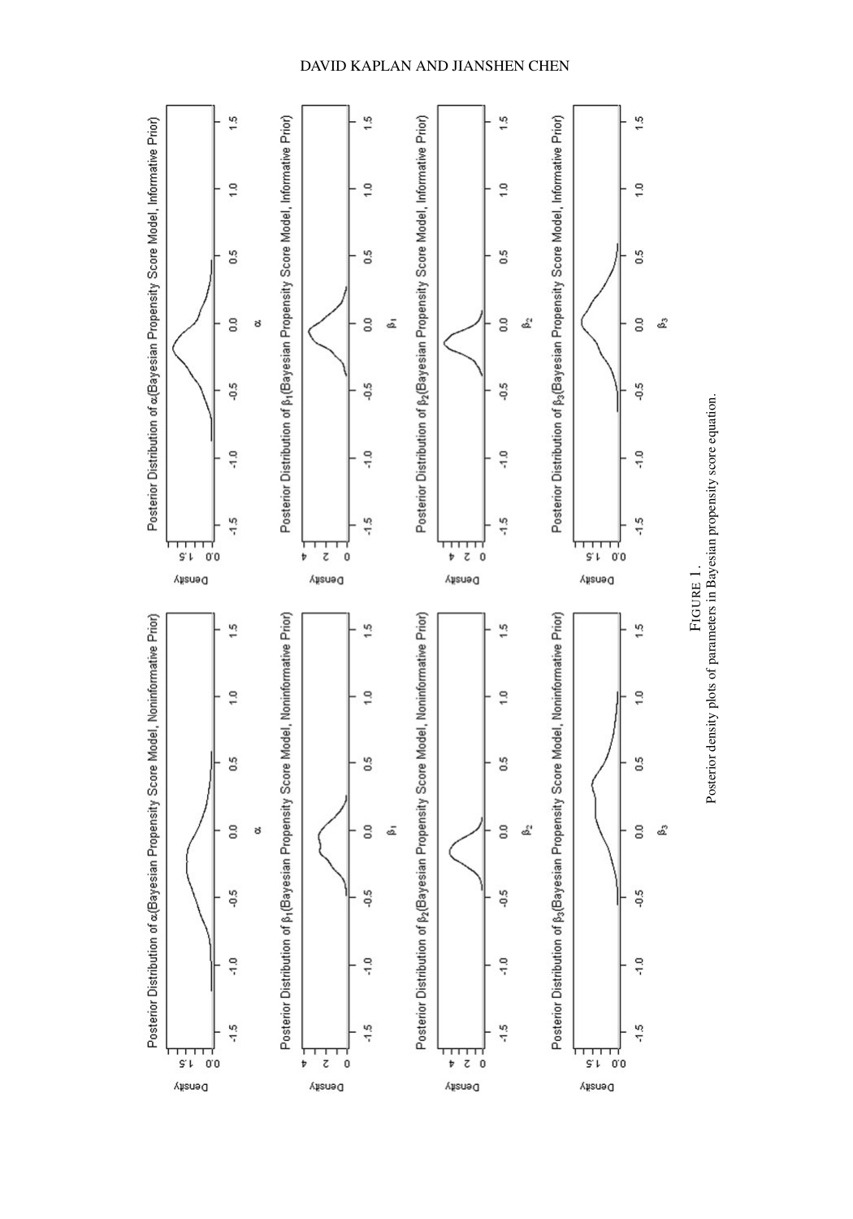FIGURE 1.
Posterior density plots of parameters in Bayesian propensity score equation.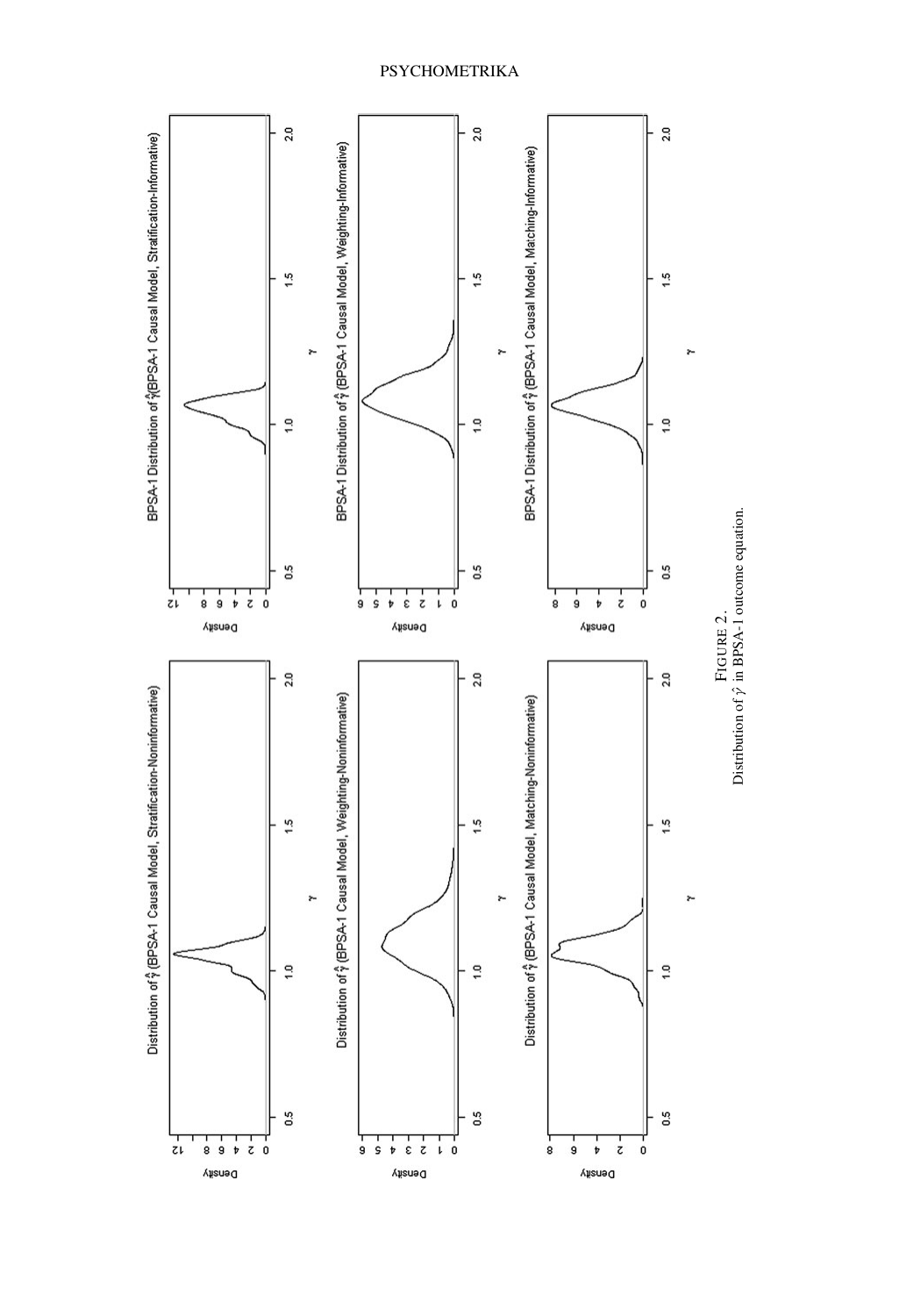FIGURE 2.
Distribution of $\hat{\gamma}$ in BPSA-1 outcome equation.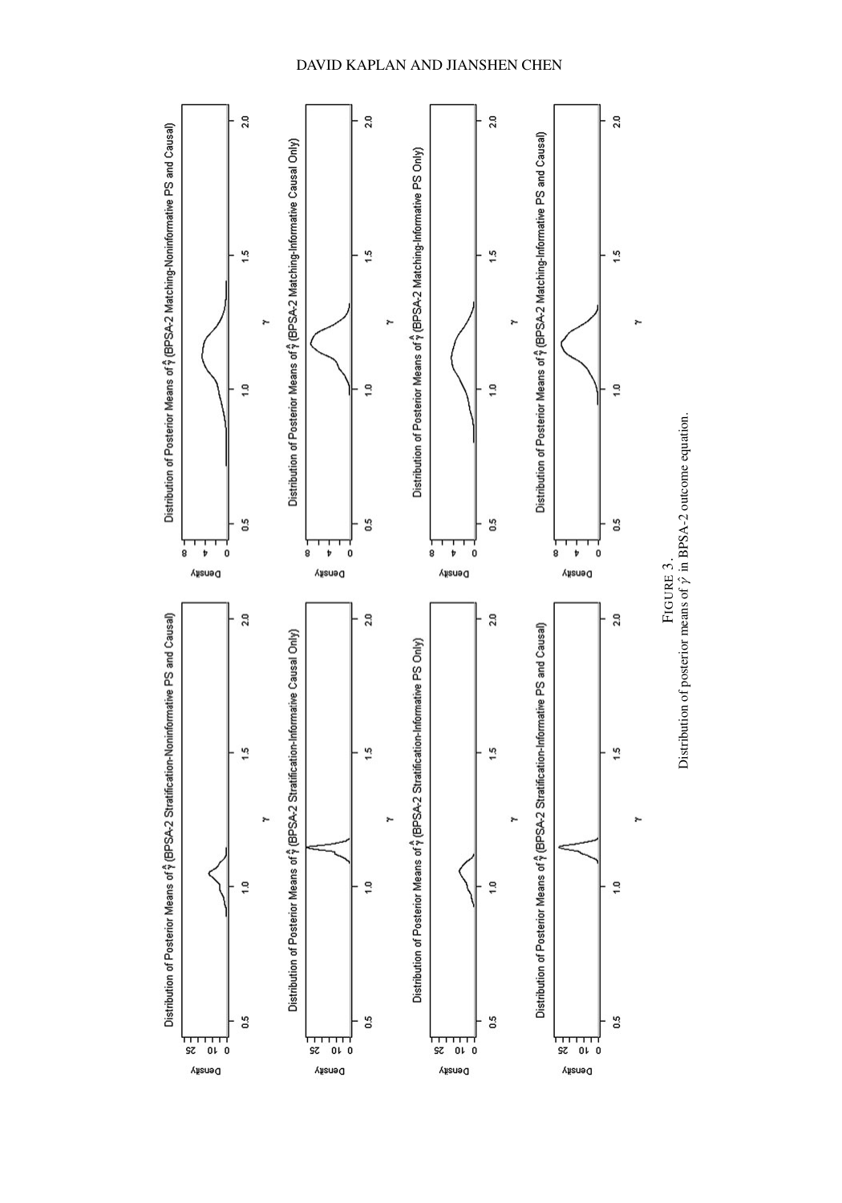FIGURE 3.
Distribution of posterior means of $\hat{\gamma}$ in BPSA-2 outcome equation.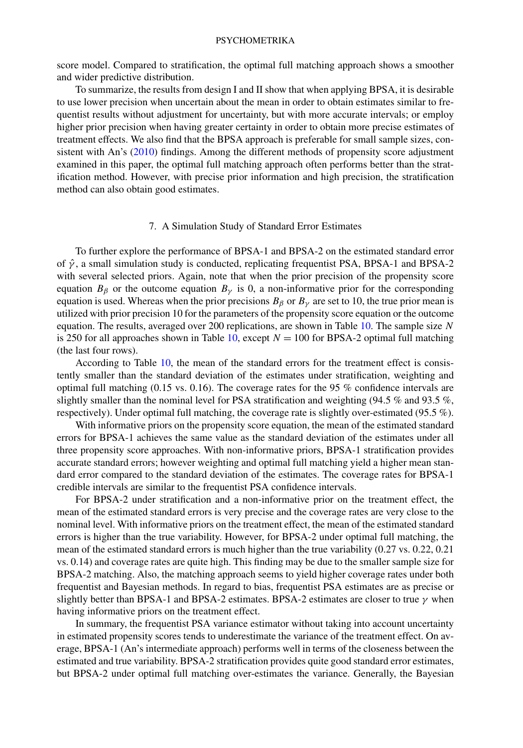score model. Compared to stratification, the optimal full matching approach shows a smoother and wider predictive distribution.

To summarize, the results from design I and II show that when applying BPSA, it is desirable to use lower precision when uncertain about the mean in order to obtain estimates similar to frequentist results without adjustment for uncertainty, but with more accurate intervals; or employ higher prior precision when having greater certainty in order to obtain more precise estimates of treatment effects. We also find that the BPSA approach is preferable for small sample sizes, consistent with An's (2010) findings. Among the different methods of propensity score adjustment examined in this paper, the optimal full matching approach often performs better than the stratification method. However, with precise prior information and high precision, the stratification method can also obtain good estimates.

## 7. A Simulation Study of Standard Error Estimates

To further explore the performance of BPSA-1 and BPSA-2 on the estimated standard error of $\hat{\gamma}$, a small simulation study is conducted, replicating frequentist PSA, BPSA-1 and BPSA-2 with several selected priors. Again, note that when the prior precision of the propensity score equation $B_\beta$ or the outcome equation $B_\gamma$ is 0, a non-informative prior for the corresponding equation is used. Whereas when the prior precisions $B_\beta$ or $B_\gamma$ are set to 10, the true prior mean is utilized with prior precision 10 for the parameters of the propensity score equation or the outcome equation. The results, averaged over 200 replications, are shown in Table 10. The sample size $N$ is 250 for all approaches shown in Table 10, except $N = 100$ for BPSA-2 optimal full matching (the last four rows).

According to Table 10, the mean of the standard errors for the treatment effect is consistently smaller than the standard deviation of the estimates under stratification, weighting and optimal full matching (0.15 vs. 0.16). The coverage rates for the 95 % confidence intervals are slightly smaller than the nominal level for PSA stratification and weighting (94.5 % and 93.5 %, respectively). Under optimal full matching, the coverage rate is slightly over-estimated (95.5 %).

With informative priors on the propensity score equation, the mean of the estimated standard errors for BPSA-1 achieves the same value as the standard deviation of the estimates under all three propensity score approaches. With non-informative priors, BPSA-1 stratification provides accurate standard errors; however weighting and optimal full matching yield a higher mean standard error compared to the standard deviation of the estimates. The coverage rates for BPSA-1 credible intervals are similar to the frequentist PSA confidence intervals.

For BPSA-2 under stratification and a non-informative prior on the treatment effect, the mean of the estimated standard errors is very precise and the coverage rates are very close to the nominal level. With informative priors on the treatment effect, the mean of the estimated standard errors is higher than the true variability. However, for BPSA-2 under optimal full matching, the mean of the estimated standard errors is much higher than the true variability (0.27 vs. 0.22, 0.21 vs. 0.14) and coverage rates are quite high. This finding may be due to the smaller sample size for BPSA-2 matching. Also, the matching approach seems to yield higher coverage rates under both frequentist and Bayesian methods. In regard to bias, frequentist PSA estimates are as precise or slightly better than BPSA-1 and BPSA-2 estimates. BPSA-2 estimates are closer to true $\gamma$ when having informative priors on the treatment effect.

In summary, the frequentist PSA variance estimator without taking into account uncertainty in estimated propensity scores tends to underestimate the variance of the treatment effect. On average, BPSA-1 (An's intermediate approach) performs well in terms of the closeness between the estimated and true variability. BPSA-2 stratification provides quite good standard error estimates, but BPSA-2 under optimal full matching over-estimates the variance. Generally, the Bayesian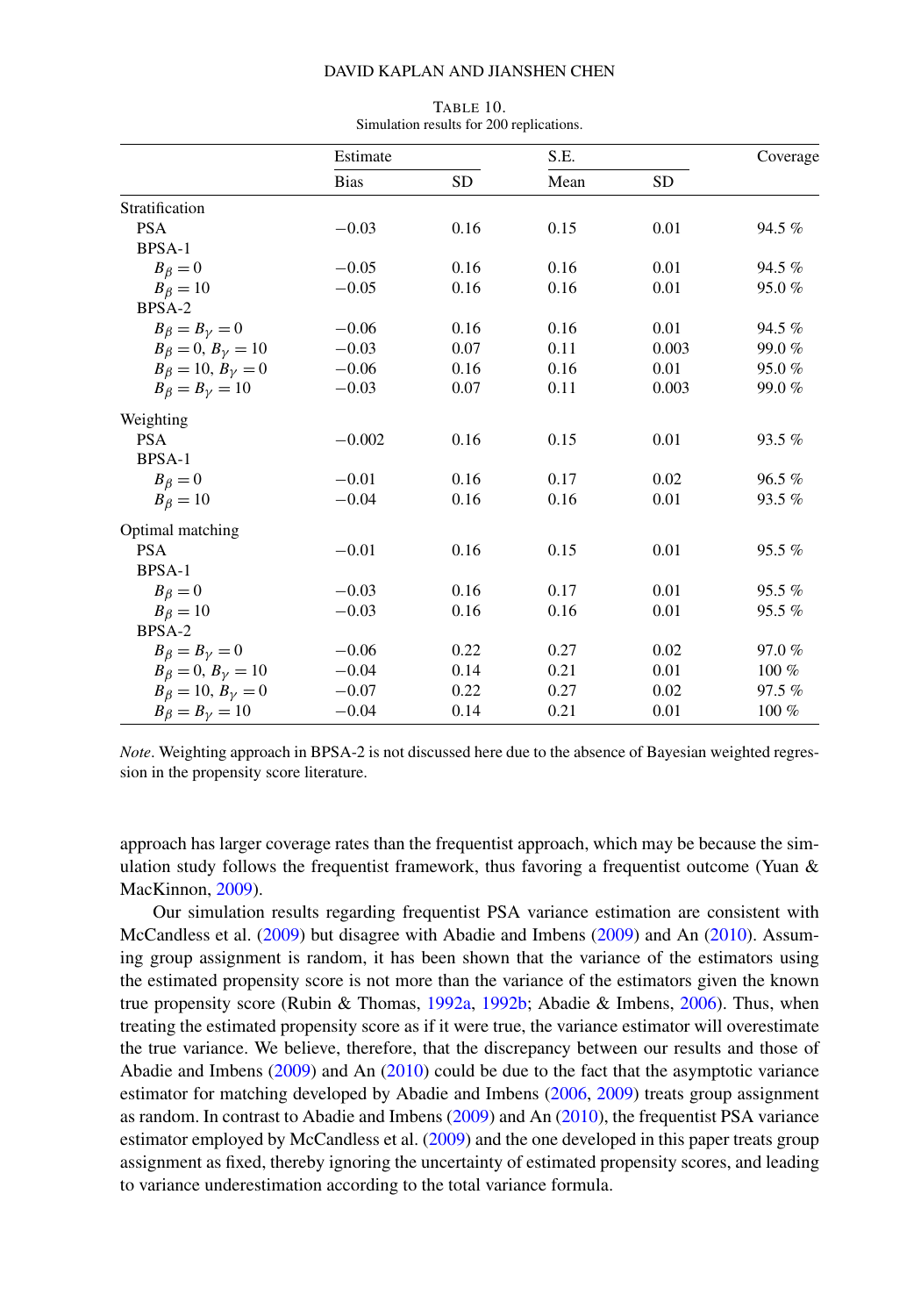TABLE 10.
Simulation results for 200 replications.

| | Estimate | | S.E. | | Coverage |
|---|---|---|---|---|---|
| | Bias | SD | Mean | SD | |
| Stratification | | | | | |
| PSA | −0.03 | 0.16 | 0.15 | 0.01 | 94.5 % |
| BPSA-1 | | | | | |
| $B_\beta = 0$ | −0.05 | 0.16 | 0.16 | 0.01 | 94.5 % |
| $B_\beta = 10$ | −0.05 | 0.16 | 0.16 | 0.01 | 95.0 % |
| BPSA-2 | | | | | |
| $B_\beta = B_\gamma = 0$ | −0.06 | 0.16 | 0.16 | 0.01 | 94.5 % |
| $B_\beta = 0,\, B_\gamma = 10$ | −0.03 | 0.07 | 0.11 | 0.003 | 99.0 % |
| $B_\beta = 10,\, B_\gamma = 0$ | −0.06 | 0.16 | 0.16 | 0.01 | 95.0 % |
| $B_\beta = B_\gamma = 10$ | −0.03 | 0.07 | 0.11 | 0.003 | 99.0 % |
| Weighting | | | | | |
| PSA | −0.002 | 0.16 | 0.15 | 0.01 | 93.5 % |
| BPSA-1 | | | | | |
| $B_\beta = 0$ | −0.01 | 0.16 | 0.17 | 0.02 | 96.5 % |
| $B_\beta = 10$ | −0.04 | 0.16 | 0.16 | 0.01 | 93.5 % |
| Optimal matching | | | | | |
| PSA | −0.01 | 0.16 | 0.15 | 0.01 | 95.5 % |
| BPSA-1 | | | | | |
| $B_\beta = 0$ | −0.03 | 0.16 | 0.17 | 0.01 | 95.5 % |
| $B_\beta = 10$ | −0.03 | 0.16 | 0.16 | 0.01 | 95.5 % |
| BPSA-2 | | | | | |
| $B_\beta = B_\gamma = 0$ | −0.06 | 0.22 | 0.27 | 0.02 | 97.0 % |
| $B_\beta = 0,\, B_\gamma = 10$ | −0.04 | 0.14 | 0.21 | 0.01 | 100 % |
| $B_\beta = 10,\, B_\gamma = 0$ | −0.07 | 0.22 | 0.27 | 0.02 | 97.5 % |
| $B_\beta = B_\gamma = 10$ | −0.04 | 0.14 | 0.21 | 0.01 | 100 % |

*Note*. Weighting approach in BPSA-2 is not discussed here due to the absence of Bayesian weighted regression in the propensity score literature.

approach has larger coverage rates than the frequentist approach, which may be because the simulation study follows the frequentist framework, thus favoring a frequentist outcome (Yuan & MacKinnon, 2009).

Our simulation results regarding frequentist PSA variance estimation are consistent with McCandless et al. (2009) but disagree with Abadie and Imbens (2009) and An (2010). Assuming group assignment is random, it has been shown that the variance of the estimators using the estimated propensity score is not more than the variance of the estimators given the known true propensity score (Rubin & Thomas, 1992a, 1992b; Abadie & Imbens, 2006). Thus, when treating the estimated propensity score as if it were true, the variance estimator will overestimate the true variance. We believe, therefore, that the discrepancy between our results and those of Abadie and Imbens (2009) and An (2010) could be due to the fact that the asymptotic variance estimator for matching developed by Abadie and Imbens (2006, 2009) treats group assignment as random. In contrast to Abadie and Imbens (2009) and An (2010), the frequentist PSA variance estimator employed by McCandless et al. (2009) and the one developed in this paper treats group assignment as fixed, thereby ignoring the uncertainty of estimated propensity scores, and leading to variance underestimation according to the total variance formula.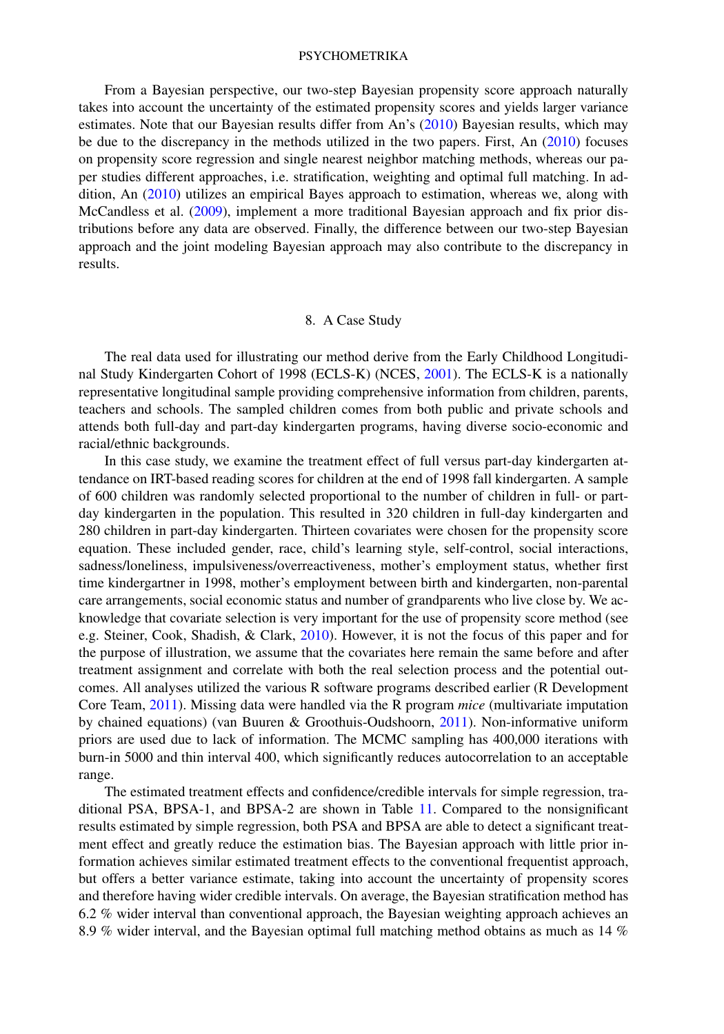From a Bayesian perspective, our two-step Bayesian propensity score approach naturally takes into account the uncertainty of the estimated propensity scores and yields larger variance estimates. Note that our Bayesian results differ from An's (2010) Bayesian results, which may be due to the discrepancy in the methods utilized in the two papers. First, An (2010) focuses on propensity score regression and single nearest neighbor matching methods, whereas our paper studies different approaches, i.e. stratification, weighting and optimal full matching. In addition, An (2010) utilizes an empirical Bayes approach to estimation, whereas we, along with McCandless et al. (2009), implement a more traditional Bayesian approach and fix prior distributions before any data are observed. Finally, the difference between our two-step Bayesian approach and the joint modeling Bayesian approach may also contribute to the discrepancy in results.

## 8. A Case Study

The real data used for illustrating our method derive from the Early Childhood Longitudinal Study Kindergarten Cohort of 1998 (ECLS-K) (NCES, 2001). The ECLS-K is a nationally representative longitudinal sample providing comprehensive information from children, parents, teachers and schools. The sampled children comes from both public and private schools and attends both full-day and part-day kindergarten programs, having diverse socio-economic and racial/ethnic backgrounds.

In this case study, we examine the treatment effect of full versus part-day kindergarten attendance on IRT-based reading scores for children at the end of 1998 fall kindergarten. A sample of 600 children was randomly selected proportional to the number of children in full- or part-day kindergarten in the population. This resulted in 320 children in full-day kindergarten and 280 children in part-day kindergarten. Thirteen covariates were chosen for the propensity score equation. These included gender, race, child's learning style, self-control, social interactions, sadness/loneliness, impulsiveness/overreactiveness, mother's employment status, whether first time kindergartner in 1998, mother's employment between birth and kindergarten, non-parental care arrangements, social economic status and number of grandparents who live close by. We acknowledge that covariate selection is very important for the use of propensity score method (see e.g. Steiner, Cook, Shadish, & Clark, 2010). However, it is not the focus of this paper and for the purpose of illustration, we assume that the covariates here remain the same before and after treatment assignment and correlate with both the real selection process and the potential outcomes. All analyses utilized the various R software programs described earlier (R Development Core Team, 2011). Missing data were handled via the R program *mice* (multivariate imputation by chained equations) (van Buuren & Groothuis-Oudshoorn, 2011). Non-informative uniform priors are used due to lack of information. The MCMC sampling has 400,000 iterations with burn-in 5000 and thin interval 400, which significantly reduces autocorrelation to an acceptable range.

The estimated treatment effects and confidence/credible intervals for simple regression, traditional PSA, BPSA-1, and BPSA-2 are shown in Table 11. Compared to the nonsignificant results estimated by simple regression, both PSA and BPSA are able to detect a significant treatment effect and greatly reduce the estimation bias. The Bayesian approach with little prior information achieves similar estimated treatment effects to the conventional frequentist approach, but offers a better variance estimate, taking into account the uncertainty of propensity scores and therefore having wider credible intervals. On average, the Bayesian stratification method has 6.2 % wider interval than conventional approach, the Bayesian weighting approach achieves an 8.9 % wider interval, and the Bayesian optimal full matching method obtains as much as 14 %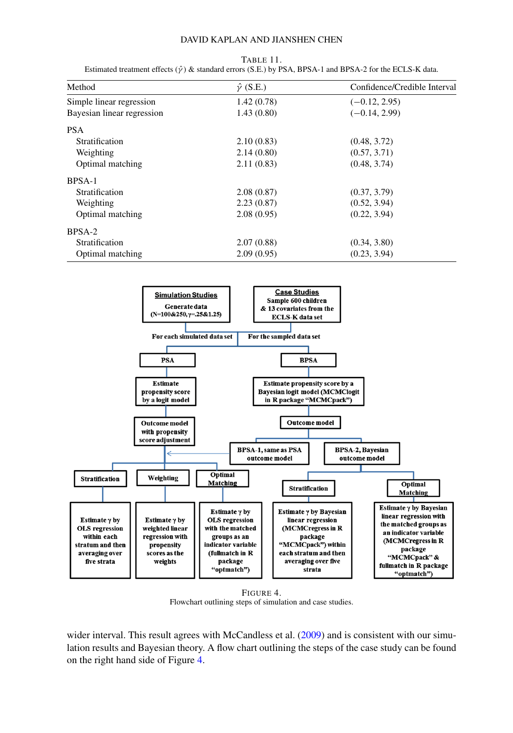TABLE 11.
Estimated treatment effects ($\hat{\gamma}$) & standard errors (S.E.) by PSA, BPSA-1 and BPSA-2 for the ECLS-K data.

| Method | $\hat{\gamma}$ (S.E.) | Confidence/Credible Interval |
|---|---|---|
| Simple linear regression | 1.42 (0.78) | (−0.12, 2.95) |
| Bayesian linear regression | 1.43 (0.80) | (−0.14, 2.99) |
| PSA | | |
| Stratification | 2.10 (0.83) | (0.48, 3.72) |
| Weighting | 2.14 (0.80) | (0.57, 3.71) |
| Optimal matching | 2.11 (0.83) | (0.48, 3.74) |
| BPSA-1 | | |
| Stratification | 2.08 (0.87) | (0.37, 3.79) |
| Weighting | 2.23 (0.87) | (0.52, 3.94) |
| Optimal matching | 2.08 (0.95) | (0.22, 3.94) |
| BPSA-2 | | |
| Stratification | 2.07 (0.88) | (0.34, 3.80) |
| Optimal matching | 2.09 (0.95) | (0.23, 3.94) |

FIGURE 4.
Flowchart outlining steps of simulation and case studies.

wider interval. This result agrees with McCandless et al. (2009) and is consistent with our simulation results and Bayesian theory. A flow chart outlining the steps of the case study can be found on the right hand side of Figure 4.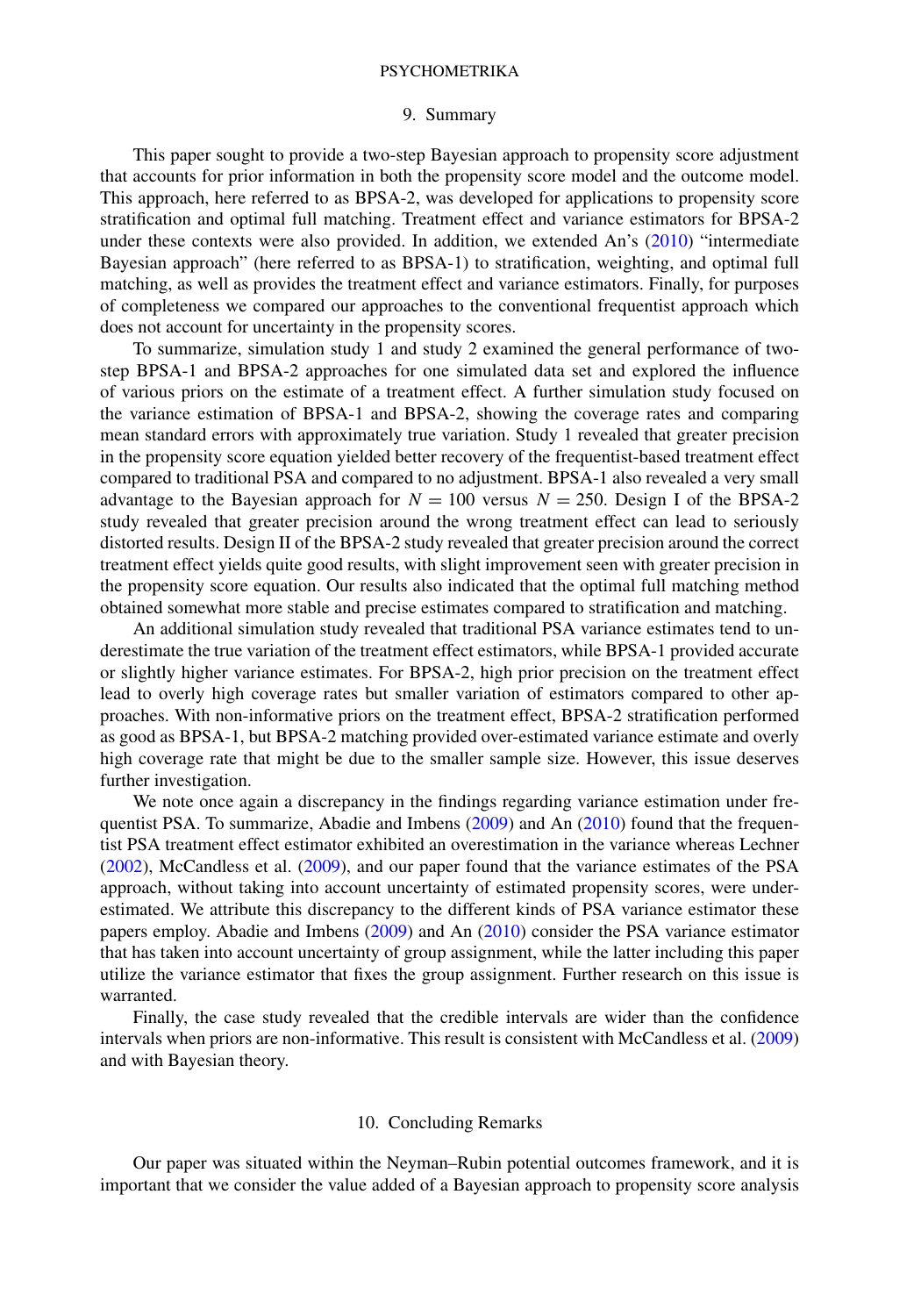## 9. Summary

This paper sought to provide a two-step Bayesian approach to propensity score adjustment that accounts for prior information in both the propensity score model and the outcome model. This approach, here referred to as BPSA-2, was developed for applications to propensity score stratification and optimal full matching. Treatment effect and variance estimators for BPSA-2 under these contexts were also provided. In addition, we extended An's (2010) "intermediate Bayesian approach" (here referred to as BPSA-1) to stratification, weighting, and optimal full matching, as well as provides the treatment effect and variance estimators. Finally, for purposes of completeness we compared our approaches to the conventional frequentist approach which does not account for uncertainty in the propensity scores.

To summarize, simulation study 1 and study 2 examined the general performance of two-step BPSA-1 and BPSA-2 approaches for one simulated data set and explored the influence of various priors on the estimate of a treatment effect. A further simulation study focused on the variance estimation of BPSA-1 and BPSA-2, showing the coverage rates and comparing mean standard errors with approximately true variation. Study 1 revealed that greater precision in the propensity score equation yielded better recovery of the frequentist-based treatment effect compared to traditional PSA and compared to no adjustment. BPSA-1 also revealed a very small advantage to the Bayesian approach for $N = 100$ versus $N = 250$. Design I of the BPSA-2 study revealed that greater precision around the wrong treatment effect can lead to seriously distorted results. Design II of the BPSA-2 study revealed that greater precision around the correct treatment effect yields quite good results, with slight improvement seen with greater precision in the propensity score equation. Our results also indicated that the optimal full matching method obtained somewhat more stable and precise estimates compared to stratification and matching.

An additional simulation study revealed that traditional PSA variance estimates tend to underestimate the true variation of the treatment effect estimators, while BPSA-1 provided accurate or slightly higher variance estimates. For BPSA-2, high prior precision on the treatment effect lead to overly high coverage rates but smaller variation of estimators compared to other approaches. With non-informative priors on the treatment effect, BPSA-2 stratification performed as good as BPSA-1, but BPSA-2 matching provided over-estimated variance estimate and overly high coverage rate that might be due to the smaller sample size. However, this issue deserves further investigation.

We note once again a discrepancy in the findings regarding variance estimation under frequentist PSA. To summarize, Abadie and Imbens (2009) and An (2010) found that the frequentist PSA treatment effect estimator exhibited an overestimation in the variance whereas Lechner (2002), McCandless et al. (2009), and our paper found that the variance estimates of the PSA approach, without taking into account uncertainty of estimated propensity scores, were underestimated. We attribute this discrepancy to the different kinds of PSA variance estimator these papers employ. Abadie and Imbens (2009) and An (2010) consider the PSA variance estimator that has taken into account uncertainty of group assignment, while the latter including this paper utilize the variance estimator that fixes the group assignment. Further research on this issue is warranted.

Finally, the case study revealed that the credible intervals are wider than the confidence intervals when priors are non-informative. This result is consistent with McCandless et al. (2009) and with Bayesian theory.

## 10. Concluding Remarks

Our paper was situated within the Neyman–Rubin potential outcomes framework, and it is important that we consider the value added of a Bayesian approach to propensity score analysis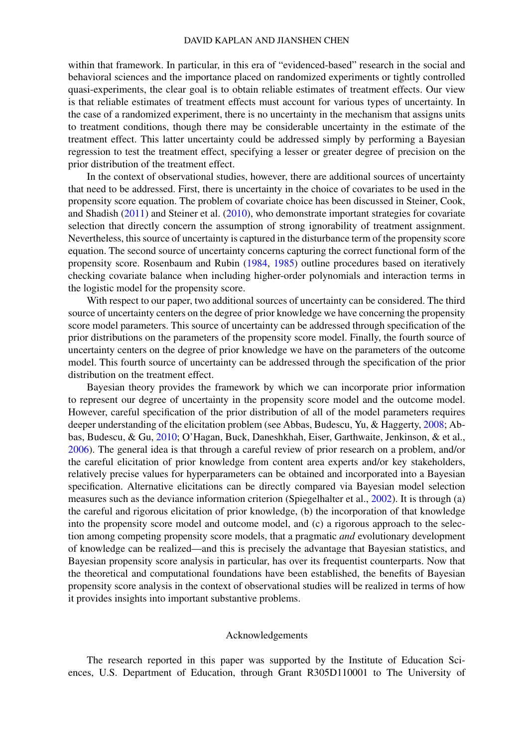within that framework. In particular, in this era of "evidenced-based" research in the social and behavioral sciences and the importance placed on randomized experiments or tightly controlled quasi-experiments, the clear goal is to obtain reliable estimates of treatment effects. Our view is that reliable estimates of treatment effects must account for various types of uncertainty. In the case of a randomized experiment, there is no uncertainty in the mechanism that assigns units to treatment conditions, though there may be considerable uncertainty in the estimate of the treatment effect. This latter uncertainty could be addressed simply by performing a Bayesian regression to test the treatment effect, specifying a lesser or greater degree of precision on the prior distribution of the treatment effect.

In the context of observational studies, however, there are additional sources of uncertainty that need to be addressed. First, there is uncertainty in the choice of covariates to be used in the propensity score equation. The problem of covariate choice has been discussed in Steiner, Cook, and Shadish (2011) and Steiner et al. (2010), who demonstrate important strategies for covariate selection that directly concern the assumption of strong ignorability of treatment assignment. Nevertheless, this source of uncertainty is captured in the disturbance term of the propensity score equation. The second source of uncertainty concerns capturing the correct functional form of the propensity score. Rosenbaum and Rubin (1984, 1985) outline procedures based on iteratively checking covariate balance when including higher-order polynomials and interaction terms in the logistic model for the propensity score.

With respect to our paper, two additional sources of uncertainty can be considered. The third source of uncertainty centers on the degree of prior knowledge we have concerning the propensity score model parameters. This source of uncertainty can be addressed through specification of the prior distributions on the parameters of the propensity score model. Finally, the fourth source of uncertainty centers on the degree of prior knowledge we have on the parameters of the outcome model. This fourth source of uncertainty can be addressed through the specification of the prior distribution on the treatment effect.

Bayesian theory provides the framework by which we can incorporate prior information to represent our degree of uncertainty in the propensity score model and the outcome model. However, careful specification of the prior distribution of all of the model parameters requires deeper understanding of the elicitation problem (see Abbas, Budescu, Yu, & Haggerty, 2008; Abbas, Budescu, & Gu, 2010; O'Hagan, Buck, Daneshkhah, Eiser, Garthwaite, Jenkinson, & et al., 2006). The general idea is that through a careful review of prior research on a problem, and/or the careful elicitation of prior knowledge from content area experts and/or key stakeholders, relatively precise values for hyperparameters can be obtained and incorporated into a Bayesian specification. Alternative elicitations can be directly compared via Bayesian model selection measures such as the deviance information criterion (Spiegelhalter et al., 2002). It is through (a) the careful and rigorous elicitation of prior knowledge, (b) the incorporation of that knowledge into the propensity score model and outcome model, and (c) a rigorous approach to the selection among competing propensity score models, that a pragmatic *and* evolutionary development of knowledge can be realized—and this is precisely the advantage that Bayesian statistics, and Bayesian propensity score analysis in particular, has over its frequentist counterparts. Now that the theoretical and computational foundations have been established, the benefits of Bayesian propensity score analysis in the context of observational studies will be realized in terms of how it provides insights into important substantive problems.

## Acknowledgements

The research reported in this paper was supported by the Institute of Education Sciences, U.S. Department of Education, through Grant R305D110001 to The University of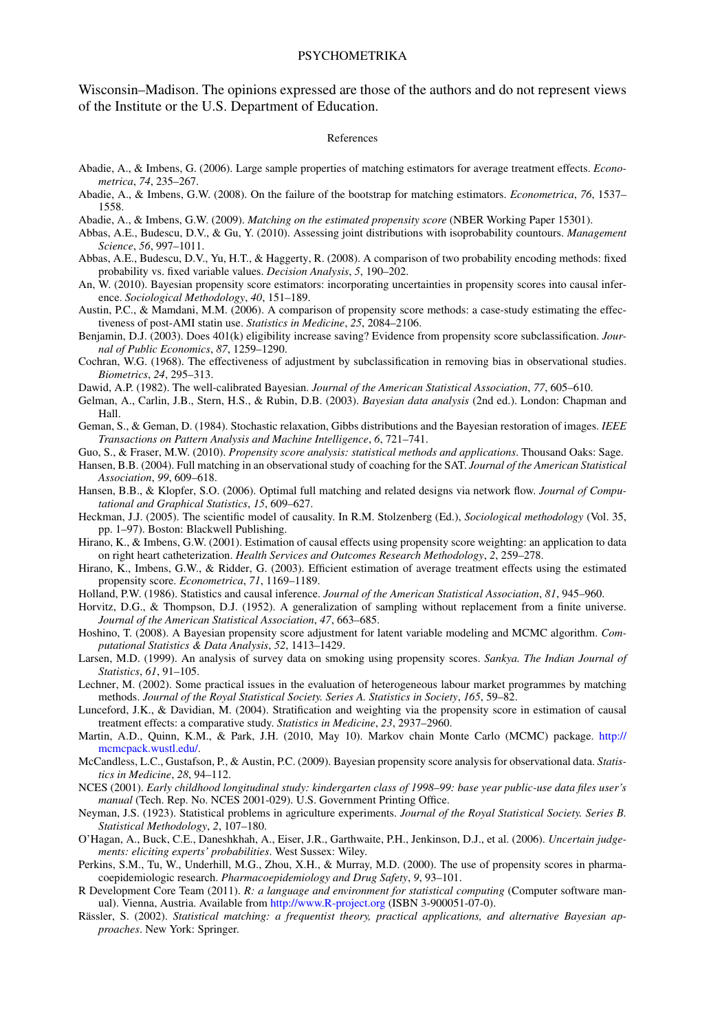Wisconsin–Madison. The opinions expressed are those of the authors and do not represent views of the Institute or the U.S. Department of Education.

## References

Abadie, A., & Imbens, G. (2006). Large sample properties of matching estimators for average treatment effects. *Econometrica*, *74*, 235–267.

Abadie, A., & Imbens, G.W. (2008). On the failure of the bootstrap for matching estimators. *Econometrica*, *76*, 1537–1558.

Abadie, A., & Imbens, G.W. (2009). *Matching on the estimated propensity score* (NBER Working Paper 15301).

Abbas, A.E., Budescu, D.V., & Gu, Y. (2010). Assessing joint distributions with isoprobability countours. *Management Science*, *56*, 997–1011.

Abbas, A.E., Budescu, D.V., Yu, H.T., & Haggerty, R. (2008). A comparison of two probability encoding methods: fixed probability vs. fixed variable values. *Decision Analysis*, *5*, 190–202.

An, W. (2010). Bayesian propensity score estimators: incorporating uncertainties in propensity scores into causal inference. *Sociological Methodology*, *40*, 151–189.

Austin, P.C., & Mamdani, M.M. (2006). A comparison of propensity score methods: a case-study estimating the effectiveness of post-AMI statin use. *Statistics in Medicine*, *25*, 2084–2106.

Benjamin, D.J. (2003). Does 401(k) eligibility increase saving? Evidence from propensity score subclassification. *Journal of Public Economics*, *87*, 1259–1290.

Cochran, W.G. (1968). The effectiveness of adjustment by subclassification in removing bias in observational studies. *Biometrics*, *24*, 295–313.

Dawid, A.P. (1982). The well-calibrated Bayesian. *Journal of the American Statistical Association*, *77*, 605–610.

Gelman, A., Carlin, J.B., Stern, H.S., & Rubin, D.B. (2003). *Bayesian data analysis* (2nd ed.). London: Chapman and Hall.

Geman, S., & Geman, D. (1984). Stochastic relaxation, Gibbs distributions and the Bayesian restoration of images. *IEEE Transactions on Pattern Analysis and Machine Intelligence*, *6*, 721–741.

Guo, S., & Fraser, M.W. (2010). *Propensity score analysis: statistical methods and applications*. Thousand Oaks: Sage.

Hansen, B.B. (2004). Full matching in an observational study of coaching for the SAT. *Journal of the American Statistical Association*, *99*, 609–618.

Hansen, B.B., & Klopfer, S.O. (2006). Optimal full matching and related designs via network flow. *Journal of Computational and Graphical Statistics*, *15*, 609–627.

Heckman, J.J. (2005). The scientific model of causality. In R.M. Stolzenberg (Ed.), *Sociological methodology* (Vol. 35, pp. 1–97). Boston: Blackwell Publishing.

Hirano, K., & Imbens, G.W. (2001). Estimation of causal effects using propensity score weighting: an application to data on right heart catheterization. *Health Services and Outcomes Research Methodology*, *2*, 259–278.

Hirano, K., Imbens, G.W., & Ridder, G. (2003). Efficient estimation of average treatment effects using the estimated propensity score. *Econometrica*, *71*, 1169–1189.

Holland, P.W. (1986). Statistics and causal inference. *Journal of the American Statistical Association*, *81*, 945–960.

Horvitz, D.G., & Thompson, D.J. (1952). A generalization of sampling without replacement from a finite universe. *Journal of the American Statistical Association*, *47*, 663–685.

Hoshino, T. (2008). A Bayesian propensity score adjustment for latent variable modeling and MCMC algorithm. *Computational Statistics & Data Analysis*, *52*, 1413–1429.

Larsen, M.D. (1999). An analysis of survey data on smoking using propensity scores. *Sankya. The Indian Journal of Statistics*, *61*, 91–105.

Lechner, M. (2002). Some practical issues in the evaluation of heterogeneous labour market programmes by matching methods. *Journal of the Royal Statistical Society. Series A. Statistics in Society*, *165*, 59–82.

Lunceford, J.K., & Davidian, M. (2004). Stratification and weighting via the propensity score in estimation of causal treatment effects: a comparative study. *Statistics in Medicine*, *23*, 2937–2960.

Martin, A.D., Quinn, K.M., & Park, J.H. (2010, May 10). Markov chain Monte Carlo (MCMC) package. http://mcmcpack.wustl.edu/.

McCandless, L.C., Gustafson, P., & Austin, P.C. (2009). Bayesian propensity score analysis for observational data. *Statistics in Medicine*, *28*, 94–112.

NCES (2001). *Early childhood longitudinal study: kindergarten class of 1998–99: base year public-use data files user's manual* (Tech. Rep. No. NCES 2001-029). U.S. Government Printing Office.

Neyman, J.S. (1923). Statistical problems in agriculture experiments. *Journal of the Royal Statistical Society. Series B. Statistical Methodology*, *2*, 107–180.

O'Hagan, A., Buck, C.E., Daneshkhah, A., Eiser, J.R., Garthwaite, P.H., Jenkinson, D.J., et al. (2006). *Uncertain judgements: eliciting experts' probabilities*. West Sussex: Wiley.

Perkins, S.M., Tu, W., Underhill, M.G., Zhou, X.H., & Murray, M.D. (2000). The use of propensity scores in pharmacoepidemiologic research. *Pharmacoepidemiology and Drug Safety*, *9*, 93–101.

R Development Core Team (2011). *R: a language and environment for statistical computing* (Computer software manual). Vienna, Austria. Available from http://www.R-project.org (ISBN 3-900051-07-0).

Rässler, S. (2002). *Statistical matching: a frequentist theory, practical applications, and alternative Bayesian approaches*. New York: Springer.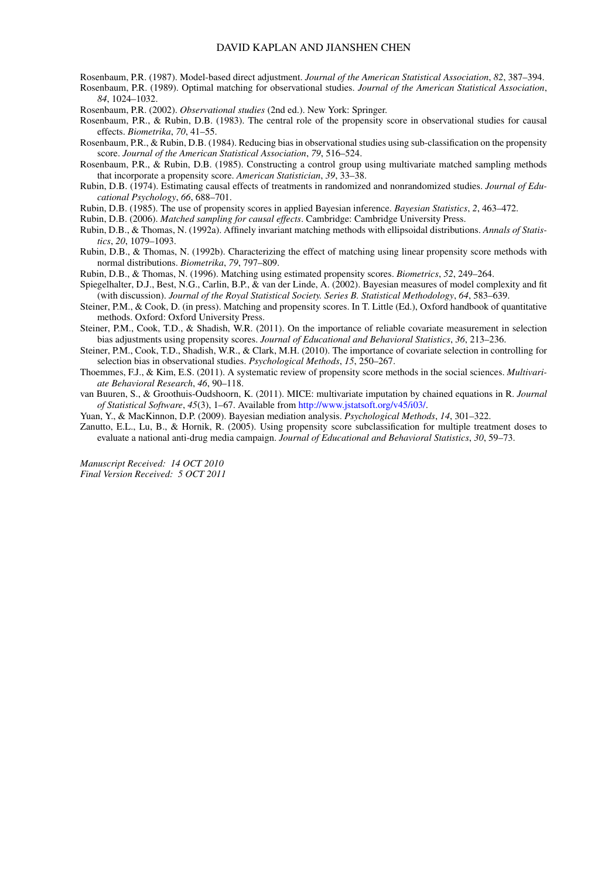Rosenbaum, P.R. (1987). Model-based direct adjustment. *Journal of the American Statistical Association*, *82*, 387–394.

Rosenbaum, P.R. (1989). Optimal matching for observational studies. *Journal of the American Statistical Association*, *84*, 1024–1032.

Rosenbaum, P.R. (2002). *Observational studies* (2nd ed.). New York: Springer.

Rosenbaum, P.R., & Rubin, D.B. (1983). The central role of the propensity score in observational studies for causal effects. *Biometrika*, *70*, 41–55.

Rosenbaum, P.R., & Rubin, D.B. (1984). Reducing bias in observational studies using sub-classification on the propensity score. *Journal of the American Statistical Association*, *79*, 516–524.

Rosenbaum, P.R., & Rubin, D.B. (1985). Constructing a control group using multivariate matched sampling methods that incorporate a propensity score. *American Statistician*, *39*, 33–38.

Rubin, D.B. (1974). Estimating causal effects of treatments in randomized and nonrandomized studies. *Journal of Educational Psychology*, *66*, 688–701.

Rubin, D.B. (1985). The use of propensity scores in applied Bayesian inference. *Bayesian Statistics*, *2*, 463–472.

Rubin, D.B. (2006). *Matched sampling for causal effects*. Cambridge: Cambridge University Press.

Rubin, D.B., & Thomas, N. (1992a). Affinely invariant matching methods with ellipsoidal distributions. *Annals of Statistics*, *20*, 1079–1093.

Rubin, D.B., & Thomas, N. (1992b). Characterizing the effect of matching using linear propensity score methods with normal distributions. *Biometrika*, *79*, 797–809.

Rubin, D.B., & Thomas, N. (1996). Matching using estimated propensity scores. *Biometrics*, *52*, 249–264.

Spiegelhalter, D.J., Best, N.G., Carlin, B.P., & van der Linde, A. (2002). Bayesian measures of model complexity and fit (with discussion). *Journal of the Royal Statistical Society. Series B. Statistical Methodology*, *64*, 583–639.

Steiner, P.M., & Cook, D. (in press). Matching and propensity scores. In T. Little (Ed.), Oxford handbook of quantitative methods. Oxford: Oxford University Press.

Steiner, P.M., Cook, T.D., & Shadish, W.R. (2011). On the importance of reliable covariate measurement in selection bias adjustments using propensity scores. *Journal of Educational and Behavioral Statistics*, *36*, 213–236.

Steiner, P.M., Cook, T.D., Shadish, W.R., & Clark, M.H. (2010). The importance of covariate selection in controlling for selection bias in observational studies. *Psychological Methods*, *15*, 250–267.

Thoemmes, F.J., & Kim, E.S. (2011). A systematic review of propensity score methods in the social sciences. *Multivariate Behavioral Research*, *46*, 90–118.

van Buuren, S., & Groothuis-Oudshoorn, K. (2011). MICE: multivariate imputation by chained equations in R. *Journal of Statistical Software*, *45*(3), 1–67. Available from http://www.jstatsoft.org/v45/i03/.

Yuan, Y., & MacKinnon, D.P. (2009). Bayesian mediation analysis. *Psychological Methods*, *14*, 301–322.

Zanutto, E.L., Lu, B., & Hornik, R. (2005). Using propensity score subclassification for multiple treatment doses to evaluate a national anti-drug media campaign. *Journal of Educational and Behavioral Statistics*, *30*, 59–73.

*Manuscript Received: 14 OCT 2010*
*Final Version Received: 5 OCT 2011*